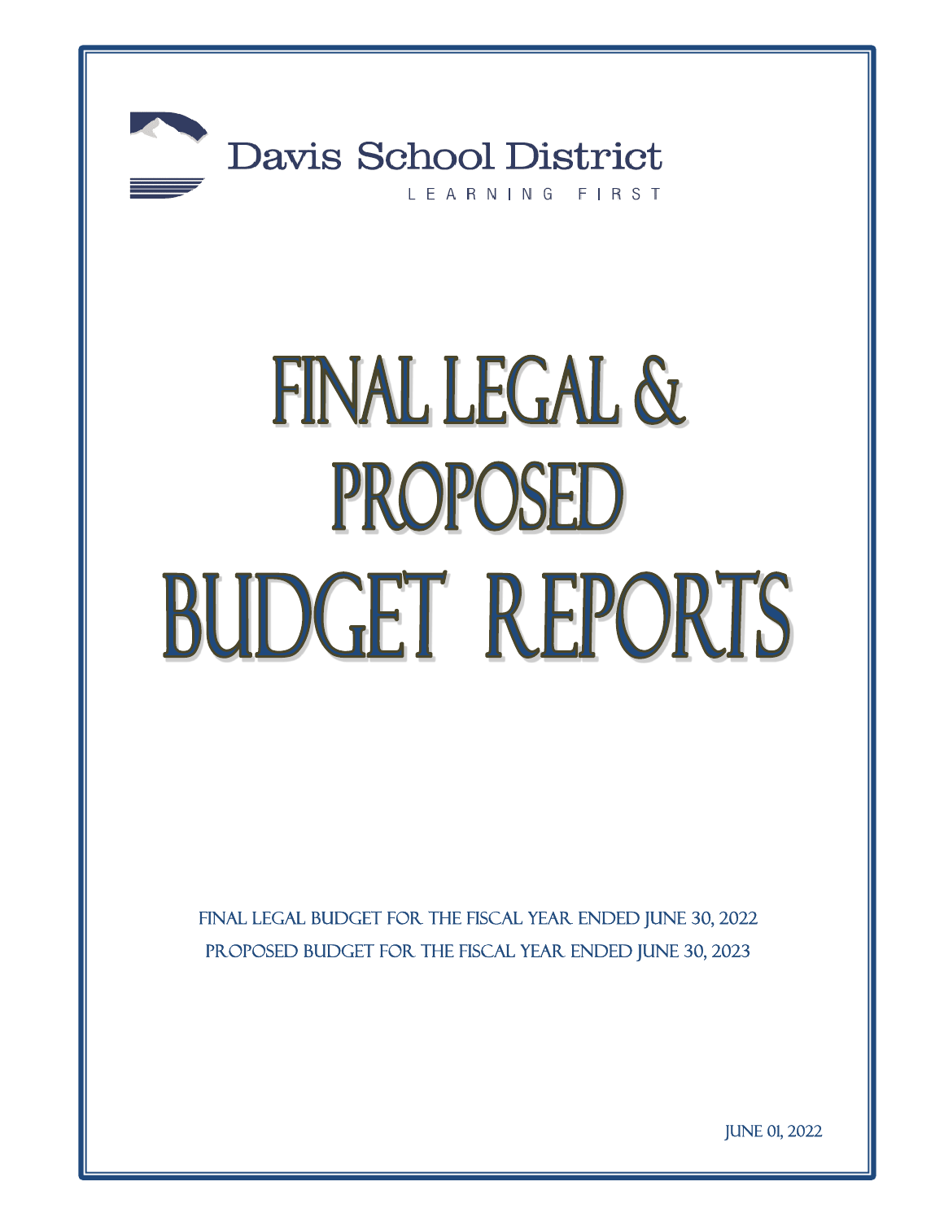Davis School District

LEARNING FIRST

# FINAL LEGAL & PROPOSED BUDGET REPORTS

FINAL LEGAL BUDGET FOR THE FISCAL YEAR ENDED JUNE 30, 2022

PROPOSED BUDGET FOR THE FISCAL YEAR ENDED JUNE 30, 2023

JUNE 01, 2022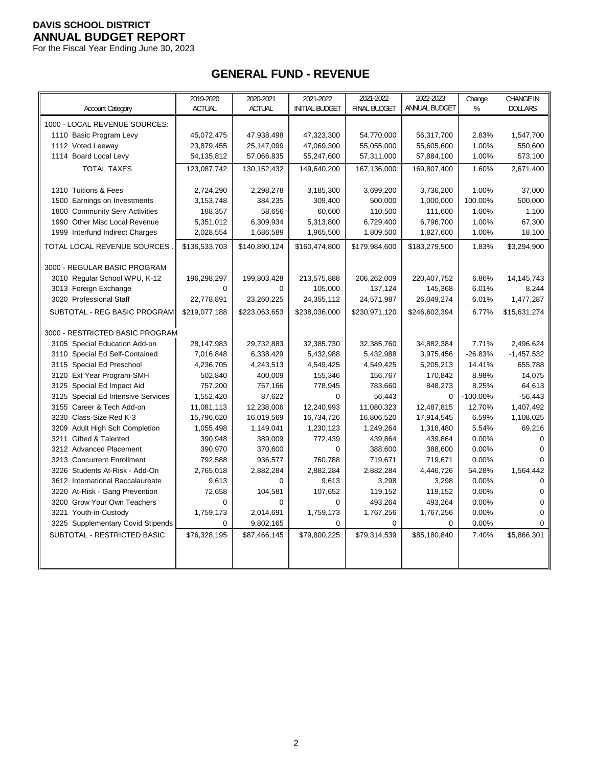**DAVIS SCHOOL DISTRICT**
**ANNUAL BUDGET REPORT**
For the Fiscal Year Ending June 30, 2023

## GENERAL FUND - REVENUE

| Account Category | 2019-2020 ACTUAL | 2020-2021 ACTUAL | 2021-2022 INITIAL BUDGET | 2021-2022 FINAL BUDGET | 2022-2023 ANNUAL BUDGET | Change % | CHANGE IN DOLLARS |
|---|---|---|---|---|---|---|---|
| 1000 - LOCAL REVENUE SOURCES: | | | | | | | |
| 1110 Basic Program Levy | 45,072,475 | 47,938,498 | 47,323,300 | 54,770,000 | 56,317,700 | 2.83% | 1,547,700 |
| 1112 Voted Leeway | 23,879,455 | 25,147,099 | 47,069,300 | 55,055,000 | 55,605,600 | 1.00% | 550,600 |
| 1114 Board Local Levy | 54,135,812 | 57,066,835 | 55,247,600 | 57,311,000 | 57,884,100 | 1.00% | 573,100 |
| TOTAL TAXES | 123,087,742 | 130,152,432 | 149,640,200 | 167,136,000 | 169,807,400 | 1.60% | 2,671,400 |
| 1310 Tuitions & Fees | 2,724,290 | 2,298,278 | 3,185,300 | 3,699,200 | 3,736,200 | 1.00% | 37,000 |
| 1500 Earnings on Investments | 3,153,748 | 384,235 | 309,400 | 500,000 | 1,000,000 | 100.00% | 500,000 |
| 1800 Community Serv Activities | 188,357 | 58,656 | 60,600 | 110,500 | 111,600 | 1.00% | 1,100 |
| 1990 Other Misc Local Revenue | 5,351,012 | 6,309,934 | 5,313,800 | 6,729,400 | 6,796,700 | 1.00% | 67,300 |
| 1999 Interfund Indirect Charges | 2,028,554 | 1,686,589 | 1,965,500 | 1,809,500 | 1,827,600 | 1.00% | 18,100 |
| TOTAL LOCAL REVENUE SOURCES . | $136,533,703 | $140,890,124 | $160,474,800 | $179,984,600 | $183,279,500 | 1.83% | $3,294,900 |
| 3000 - REGULAR BASIC PROGRAM | | | | | | | |
| 3010 Regular School WPU, K-12 | 196,298,297 | 199,803,428 | 213,575,888 | 206,262,009 | 220,407,752 | 6.86% | 14,145,743 |
| 3013 Foreign Exchange | 0 | 0 | 105,000 | 137,124 | 145,368 | 6.01% | 8,244 |
| 3020 Professional Staff | 22,778,891 | 23,260,225 | 24,355,112 | 24,571,987 | 26,049,274 | 6.01% | 1,477,287 |
| SUBTOTAL - REG BASIC PROGRAM | $219,077,188 | $223,063,653 | $238,036,000 | $230,971,120 | $246,602,394 | 6.77% | $15,631,274 |
| 3000 - RESTRICTED BASIC PROGRAM | | | | | | | |
| 3105 Special Education Add-on | 28,147,983 | 29,732,883 | 32,385,730 | 32,385,760 | 34,882,384 | 7.71% | 2,496,624 |
| 3110 Special Ed Self-Contained | 7,016,848 | 6,338,429 | 5,432,988 | 5,432,988 | 3,975,456 | -26.83% | -1,457,532 |
| 3115 Special Ed Preschool | 4,236,705 | 4,243,513 | 4,549,425 | 4,549,425 | 5,205,213 | 14.41% | 655,788 |
| 3120 Ext Year Program-SMH | 502,840 | 400,009 | 155,346 | 156,767 | 170,842 | 8.98% | 14,075 |
| 3125 Special Ed Impact Aid | 757,200 | 757,166 | 778,945 | 783,660 | 848,273 | 8.25% | 64,613 |
| 3125 Special Ed Intensive Services | 1,552,420 | 87,622 | 0 | 56,443 | 0 | -100.00% | -56,443 |
| 3155 Career & Tech Add-on | 11,081,113 | 12,238,006 | 12,240,993 | 11,080,323 | 12,487,815 | 12.70% | 1,407,492 |
| 3230 Class-Size Red K-3 | 15,796,620 | 16,019,569 | 16,734,726 | 16,806,520 | 17,914,545 | 6.59% | 1,108,025 |
| 3209 Adult High Sch Completion | 1,055,498 | 1,149,041 | 1,230,123 | 1,249,264 | 1,318,480 | 5.54% | 69,216 |
| 3211 Gifted & Talented | 390,948 | 389,009 | 772,439 | 439,864 | 439,864 | 0.00% | 0 |
| 3212 Advanced Placement | 390,970 | 370,600 | 0 | 388,600 | 388,600 | 0.00% | 0 |
| 3213 Concurrent Enrollment | 792,588 | 936,577 | 760,788 | 719,671 | 719,671 | 0.00% | 0 |
| 3226 Students At-Risk - Add-On | 2,765,018 | 2,882,284 | 2,882,284 | 2,882,284 | 4,446,726 | 54.28% | 1,564,442 |
| 3612 International Baccalaureate | 9,613 | 0 | 9,613 | 3,298 | 3,298 | 0.00% | 0 |
| 3220 At-Risk - Gang Prevention | 72,658 | 104,581 | 107,652 | 119,152 | 119,152 | 0.00% | 0 |
| 3200 Grow Your Own Teachers | 0 | 0 | 0 | 493,264 | 493,264 | 0.00% | 0 |
| 3221 Youth-in-Custody | 1,759,173 | 2,014,691 | 1,759,173 | 1,767,256 | 1,767,256 | 0.00% | 0 |
| 3225 Supplementary Covid Stipends | 0 | 9,802,165 | 0 | 0 | 0 | 0.00% | 0 |
| SUBTOTAL - RESTRICTED BASIC | $76,328,195 | $87,466,145 | $79,800,225 | $79,314,539 | $85,180,840 | 7.40% | $5,866,301 |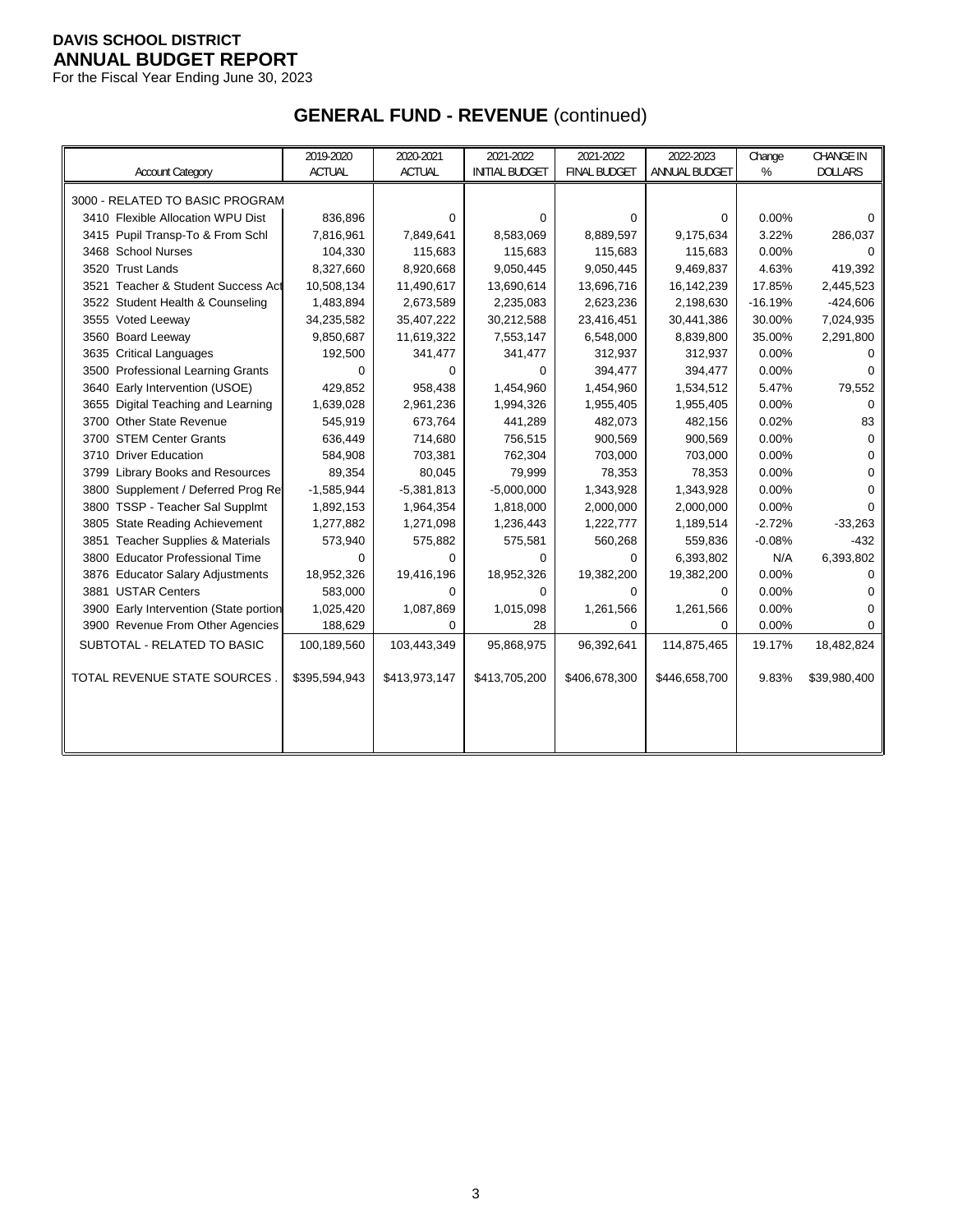**DAVIS SCHOOL DISTRICT**
**ANNUAL BUDGET REPORT**
For the Fiscal Year Ending June 30, 2023

## GENERAL FUND - REVENUE (continued)

| Account Category | 2019-2020 ACTUAL | 2020-2021 ACTUAL | 2021-2022 INITIAL BUDGET | 2021-2022 FINAL BUDGET | 2022-2023 ANNUAL BUDGET | Change % | CHANGE IN DOLLARS |
|---|---|---|---|---|---|---|---|
| 3000 - RELATED TO BASIC PROGRAM | | | | | | | |
| 3410 Flexible Allocation WPU Dist | 836,896 | 0 | 0 | 0 | 0 | 0.00% | 0 |
| 3415 Pupil Transp-To & From Schl | 7,816,961 | 7,849,641 | 8,583,069 | 8,889,597 | 9,175,634 | 3.22% | 286,037 |
| 3468 School Nurses | 104,330 | 115,683 | 115,683 | 115,683 | 115,683 | 0.00% | 0 |
| 3520 Trust Lands | 8,327,660 | 8,920,668 | 9,050,445 | 9,050,445 | 9,469,837 | 4.63% | 419,392 |
| 3521 Teacher & Student Success Act | 10,508,134 | 11,490,617 | 13,690,614 | 13,696,716 | 16,142,239 | 17.85% | 2,445,523 |
| 3522 Student Health & Counseling | 1,483,894 | 2,673,589 | 2,235,083 | 2,623,236 | 2,198,630 | -16.19% | -424,606 |
| 3555 Voted Leeway | 34,235,582 | 35,407,222 | 30,212,588 | 23,416,451 | 30,441,386 | 30.00% | 7,024,935 |
| 3560 Board Leeway | 9,850,687 | 11,619,322 | 7,553,147 | 6,548,000 | 8,839,800 | 35.00% | 2,291,800 |
| 3635 Critical Languages | 192,500 | 341,477 | 341,477 | 312,937 | 312,937 | 0.00% | 0 |
| 3500 Professional Learning Grants | 0 | 0 | 0 | 394,477 | 394,477 | 0.00% | 0 |
| 3640 Early Intervention (USOE) | 429,852 | 958,438 | 1,454,960 | 1,454,960 | 1,534,512 | 5.47% | 79,552 |
| 3655 Digital Teaching and Learning | 1,639,028 | 2,961,236 | 1,994,326 | 1,955,405 | 1,955,405 | 0.00% | 0 |
| 3700 Other State Revenue | 545,919 | 673,764 | 441,289 | 482,073 | 482,156 | 0.02% | 83 |
| 3700 STEM Center Grants | 636,449 | 714,680 | 756,515 | 900,569 | 900,569 | 0.00% | 0 |
| 3710 Driver Education | 584,908 | 703,381 | 762,304 | 703,000 | 703,000 | 0.00% | 0 |
| 3799 Library Books and Resources | 89,354 | 80,045 | 79,999 | 78,353 | 78,353 | 0.00% | 0 |
| 3800 Supplement / Deferred Prog Re | -1,585,944 | -5,381,813 | -5,000,000 | 1,343,928 | 1,343,928 | 0.00% | 0 |
| 3800 TSSP - Teacher Sal Supplmt | 1,892,153 | 1,964,354 | 1,818,000 | 2,000,000 | 2,000,000 | 0.00% | 0 |
| 3805 State Reading Achievement | 1,277,882 | 1,271,098 | 1,236,443 | 1,222,777 | 1,189,514 | -2.72% | -33,263 |
| 3851 Teacher Supplies & Materials | 573,940 | 575,882 | 575,581 | 560,268 | 559,836 | -0.08% | -432 |
| 3800 Educator Professional Time | 0 | 0 | 0 | 0 | 6,393,802 | N/A | 6,393,802 |
| 3876 Educator Salary Adjustments | 18,952,326 | 19,416,196 | 18,952,326 | 19,382,200 | 19,382,200 | 0.00% | 0 |
| 3881 USTAR Centers | 583,000 | 0 | 0 | 0 | 0 | 0.00% | 0 |
| 3900 Early Intervention (State portion | 1,025,420 | 1,087,869 | 1,015,098 | 1,261,566 | 1,261,566 | 0.00% | 0 |
| 3900 Revenue From Other Agencies | 188,629 | 0 | 28 | 0 | 0 | 0.00% | 0 |
| SUBTOTAL - RELATED TO BASIC | 100,189,560 | 103,443,349 | 95,868,975 | 96,392,641 | 114,875,465 | 19.17% | 18,482,824 |
| TOTAL REVENUE STATE SOURCES . | $395,594,943 | $413,973,147 | $413,705,200 | $406,678,300 | $446,658,700 | 9.83% | $39,980,400 |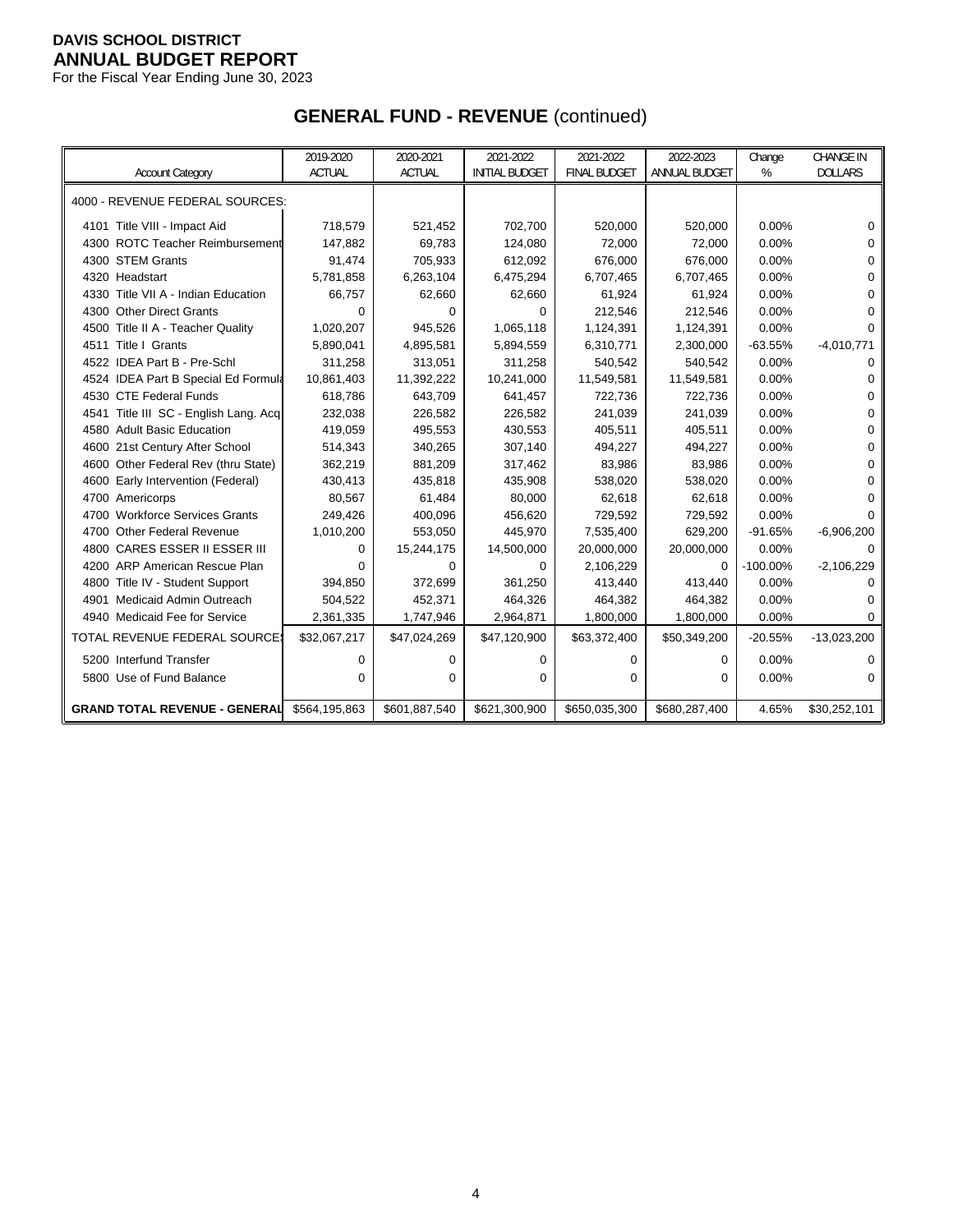**DAVIS SCHOOL DISTRICT**
**ANNUAL BUDGET REPORT**
For the Fiscal Year Ending June 30, 2023

## GENERAL FUND - REVENUE (continued)

| Account Category | 2019-2020 ACTUAL | 2020-2021 ACTUAL | 2021-2022 INITIAL BUDGET | 2021-2022 FINAL BUDGET | 2022-2023 ANNUAL BUDGET | Change % | CHANGE IN DOLLARS |
|---|---|---|---|---|---|---|---|
| 4000 - REVENUE FEDERAL SOURCES: | | | | | | | |
| 4101 Title VIII - Impact Aid | 718,579 | 521,452 | 702,700 | 520,000 | 520,000 | 0.00% | 0 |
| 4300 ROTC Teacher Reimbursement | 147,882 | 69,783 | 124,080 | 72,000 | 72,000 | 0.00% | 0 |
| 4300 STEM Grants | 91,474 | 705,933 | 612,092 | 676,000 | 676,000 | 0.00% | 0 |
| 4320 Headstart | 5,781,858 | 6,263,104 | 6,475,294 | 6,707,465 | 6,707,465 | 0.00% | 0 |
| 4330 Title VII A - Indian Education | 66,757 | 62,660 | 62,660 | 61,924 | 61,924 | 0.00% | 0 |
| 4300 Other Direct Grants | 0 | 0 | 0 | 212,546 | 212,546 | 0.00% | 0 |
| 4500 Title II A - Teacher Quality | 1,020,207 | 945,526 | 1,065,118 | 1,124,391 | 1,124,391 | 0.00% | 0 |
| 4511 Title I Grants | 5,890,041 | 4,895,581 | 5,894,559 | 6,310,771 | 2,300,000 | -63.55% | -4,010,771 |
| 4522 IDEA Part B - Pre-Schl | 311,258 | 313,051 | 311,258 | 540,542 | 540,542 | 0.00% | 0 |
| 4524 IDEA Part B Special Ed Formula | 10,861,403 | 11,392,222 | 10,241,000 | 11,549,581 | 11,549,581 | 0.00% | 0 |
| 4530 CTE Federal Funds | 618,786 | 643,709 | 641,457 | 722,736 | 722,736 | 0.00% | 0 |
| 4541 Title III SC - English Lang. Acq | 232,038 | 226,582 | 226,582 | 241,039 | 241,039 | 0.00% | 0 |
| 4580 Adult Basic Education | 419,059 | 495,553 | 430,553 | 405,511 | 405,511 | 0.00% | 0 |
| 4600 21st Century After School | 514,343 | 340,265 | 307,140 | 494,227 | 494,227 | 0.00% | 0 |
| 4600 Other Federal Rev (thru State) | 362,219 | 881,209 | 317,462 | 83,986 | 83,986 | 0.00% | 0 |
| 4600 Early Intervention (Federal) | 430,413 | 435,818 | 435,908 | 538,020 | 538,020 | 0.00% | 0 |
| 4700 Americorps | 80,567 | 61,484 | 80,000 | 62,618 | 62,618 | 0.00% | 0 |
| 4700 Workforce Services Grants | 249,426 | 400,096 | 456,620 | 729,592 | 729,592 | 0.00% | 0 |
| 4700 Other Federal Revenue | 1,010,200 | 553,050 | 445,970 | 7,535,400 | 629,200 | -91.65% | -6,906,200 |
| 4800 CARES ESSER II ESSER III | 0 | 15,244,175 | 14,500,000 | 20,000,000 | 20,000,000 | 0.00% | 0 |
| 4200 ARP American Rescue Plan | 0 | 0 | 0 | 2,106,229 | 0 | -100.00% | -2,106,229 |
| 4800 Title IV - Student Support | 394,850 | 372,699 | 361,250 | 413,440 | 413,440 | 0.00% | 0 |
| 4901 Medicaid Admin Outreach | 504,522 | 452,371 | 464,326 | 464,382 | 464,382 | 0.00% | 0 |
| 4940 Medicaid Fee for Service | 2,361,335 | 1,747,946 | 2,964,871 | 1,800,000 | 1,800,000 | 0.00% | 0 |
| TOTAL REVENUE FEDERAL SOURCES | $32,067,217 | $47,024,269 | $47,120,900 | $63,372,400 | $50,349,200 | -20.55% | -13,023,200 |
| 5200 Interfund Transfer | 0 | 0 | 0 | 0 | 0 | 0.00% | 0 |
| 5800 Use of Fund Balance | 0 | 0 | 0 | 0 | 0 | 0.00% | 0 |
| **GRAND TOTAL REVENUE - GENERAL** | $564,195,863 | $601,887,540 | $621,300,900 | $650,035,300 | $680,287,400 | 4.65% | $30,252,101 |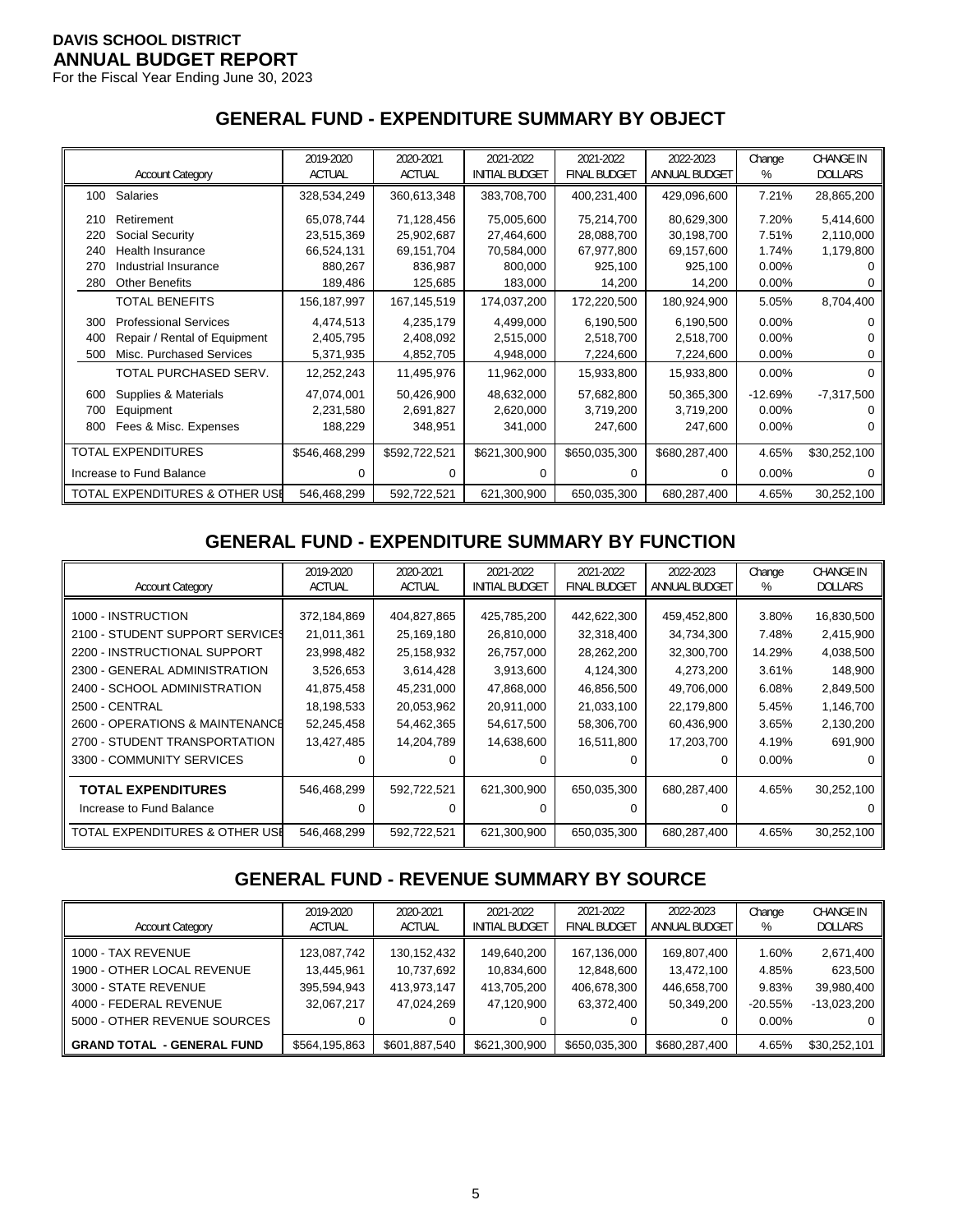**DAVIS SCHOOL DISTRICT**
**ANNUAL BUDGET REPORT**
For the Fiscal Year Ending June 30, 2023

## GENERAL FUND - EXPENDITURE SUMMARY BY OBJECT

| Account Category | 2019-2020 ACTUAL | 2020-2021 ACTUAL | 2021-2022 INITIAL BUDGET | 2021-2022 FINAL BUDGET | 2022-2023 ANNUAL BUDGET | Change % | CHANGE IN DOLLARS |
|---|---|---|---|---|---|---|---|
| 100 Salaries | 328,534,249 | 360,613,348 | 383,708,700 | 400,231,400 | 429,096,600 | 7.21% | 28,865,200 |
| 210 Retirement | 65,078,744 | 71,128,456 | 75,005,600 | 75,214,700 | 80,629,300 | 7.20% | 5,414,600 |
| 220 Social Security | 23,515,369 | 25,902,687 | 27,464,600 | 28,088,700 | 30,198,700 | 7.51% | 2,110,000 |
| 240 Health Insurance | 66,524,131 | 69,151,704 | 70,584,000 | 67,977,800 | 69,157,600 | 1.74% | 1,179,800 |
| 270 Industrial Insurance | 880,267 | 836,987 | 800,000 | 925,100 | 925,100 | 0.00% | 0 |
| 280 Other Benefits | 189,486 | 125,685 | 183,000 | 14,200 | 14,200 | 0.00% | 0 |
| TOTAL BENEFITS | 156,187,997 | 167,145,519 | 174,037,200 | 172,220,500 | 180,924,900 | 5.05% | 8,704,400 |
| 300 Professional Services | 4,474,513 | 4,235,179 | 4,499,000 | 6,190,500 | 6,190,500 | 0.00% | 0 |
| 400 Repair / Rental of Equipment | 2,405,795 | 2,408,092 | 2,515,000 | 2,518,700 | 2,518,700 | 0.00% | 0 |
| 500 Misc. Purchased Services | 5,371,935 | 4,852,705 | 4,948,000 | 7,224,600 | 7,224,600 | 0.00% | 0 |
| TOTAL PURCHASED SERV. | 12,252,243 | 11,495,976 | 11,962,000 | 15,933,800 | 15,933,800 | 0.00% | 0 |
| 600 Supplies & Materials | 47,074,001 | 50,426,900 | 48,632,000 | 57,682,800 | 50,365,300 | -12.69% | -7,317,500 |
| 700 Equipment | 2,231,580 | 2,691,827 | 2,620,000 | 3,719,200 | 3,719,200 | 0.00% | 0 |
| 800 Fees & Misc. Expenses | 188,229 | 348,951 | 341,000 | 247,600 | 247,600 | 0.00% | 0 |
| TOTAL EXPENDITURES | $546,468,299 | $592,722,521 | $621,300,900 | $650,035,300 | $680,287,400 | 4.65% | $30,252,100 |
| Increase to Fund Balance | 0 | 0 | 0 | 0 | 0 | 0.00% | 0 |
| TOTAL EXPENDITURES & OTHER USE | 546,468,299 | 592,722,521 | 621,300,900 | 650,035,300 | 680,287,400 | 4.65% | 30,252,100 |

## GENERAL FUND - EXPENDITURE SUMMARY BY FUNCTION

| Account Category | 2019-2020 ACTUAL | 2020-2021 ACTUAL | 2021-2022 INITIAL BUDGET | 2021-2022 FINAL BUDGET | 2022-2023 ANNUAL BUDGET | Change % | CHANGE IN DOLLARS |
|---|---|---|---|---|---|---|---|
| 1000 - INSTRUCTION | 372,184,869 | 404,827,865 | 425,785,200 | 442,622,300 | 459,452,800 | 3.80% | 16,830,500 |
| 2100 - STUDENT SUPPORT SERVICES | 21,011,361 | 25,169,180 | 26,810,000 | 32,318,400 | 34,734,300 | 7.48% | 2,415,900 |
| 2200 - INSTRUCTIONAL SUPPORT | 23,998,482 | 25,158,932 | 26,757,000 | 28,262,200 | 32,300,700 | 14.29% | 4,038,500 |
| 2300 - GENERAL ADMINISTRATION | 3,526,653 | 3,614,428 | 3,913,600 | 4,124,300 | 4,273,200 | 3.61% | 148,900 |
| 2400 - SCHOOL ADMINISTRATION | 41,875,458 | 45,231,000 | 47,868,000 | 46,856,500 | 49,706,000 | 6.08% | 2,849,500 |
| 2500 - CENTRAL | 18,198,533 | 20,053,962 | 20,911,000 | 21,033,100 | 22,179,800 | 5.45% | 1,146,700 |
| 2600 - OPERATIONS & MAINTENANCE | 52,245,458 | 54,462,365 | 54,617,500 | 58,306,700 | 60,436,900 | 3.65% | 2,130,200 |
| 2700 - STUDENT TRANSPORTATION | 13,427,485 | 14,204,789 | 14,638,600 | 16,511,800 | 17,203,700 | 4.19% | 691,900 |
| 3300 - COMMUNITY SERVICES | 0 | 0 | 0 | 0 | 0 | 0.00% | 0 |
| **TOTAL EXPENDITURES** | 546,468,299 | 592,722,521 | 621,300,900 | 650,035,300 | 680,287,400 | 4.65% | 30,252,100 |
| Increase to Fund Balance | 0 | 0 | 0 | 0 | 0 | | 0 |
| TOTAL EXPENDITURES & OTHER USE | 546,468,299 | 592,722,521 | 621,300,900 | 650,035,300 | 680,287,400 | 4.65% | 30,252,100 |

## GENERAL FUND - REVENUE SUMMARY BY SOURCE

| Account Category | 2019-2020 ACTUAL | 2020-2021 ACTUAL | 2021-2022 INITIAL BUDGET | 2021-2022 FINAL BUDGET | 2022-2023 ANNUAL BUDGET | Change % | CHANGE IN DOLLARS |
|---|---|---|---|---|---|---|---|
| 1000 - TAX REVENUE | 123,087,742 | 130,152,432 | 149,640,200 | 167,136,000 | 169,807,400 | 1.60% | 2,671,400 |
| 1900 - OTHER LOCAL REVENUE | 13,445,961 | 10,737,692 | 10,834,600 | 12,848,600 | 13,472,100 | 4.85% | 623,500 |
| 3000 - STATE REVENUE | 395,594,943 | 413,973,147 | 413,705,200 | 406,678,300 | 446,658,700 | 9.83% | 39,980,400 |
| 4000 - FEDERAL REVENUE | 32,067,217 | 47,024,269 | 47,120,900 | 63,372,400 | 50,349,200 | -20.55% | -13,023,200 |
| 5000 - OTHER REVENUE SOURCES | 0 | 0 | 0 | 0 | 0 | 0.00% | 0 |
| **GRAND TOTAL - GENERAL FUND** | $564,195,863 | $601,887,540 | $621,300,900 | $650,035,300 | $680,287,400 | 4.65% | $30,252,101 |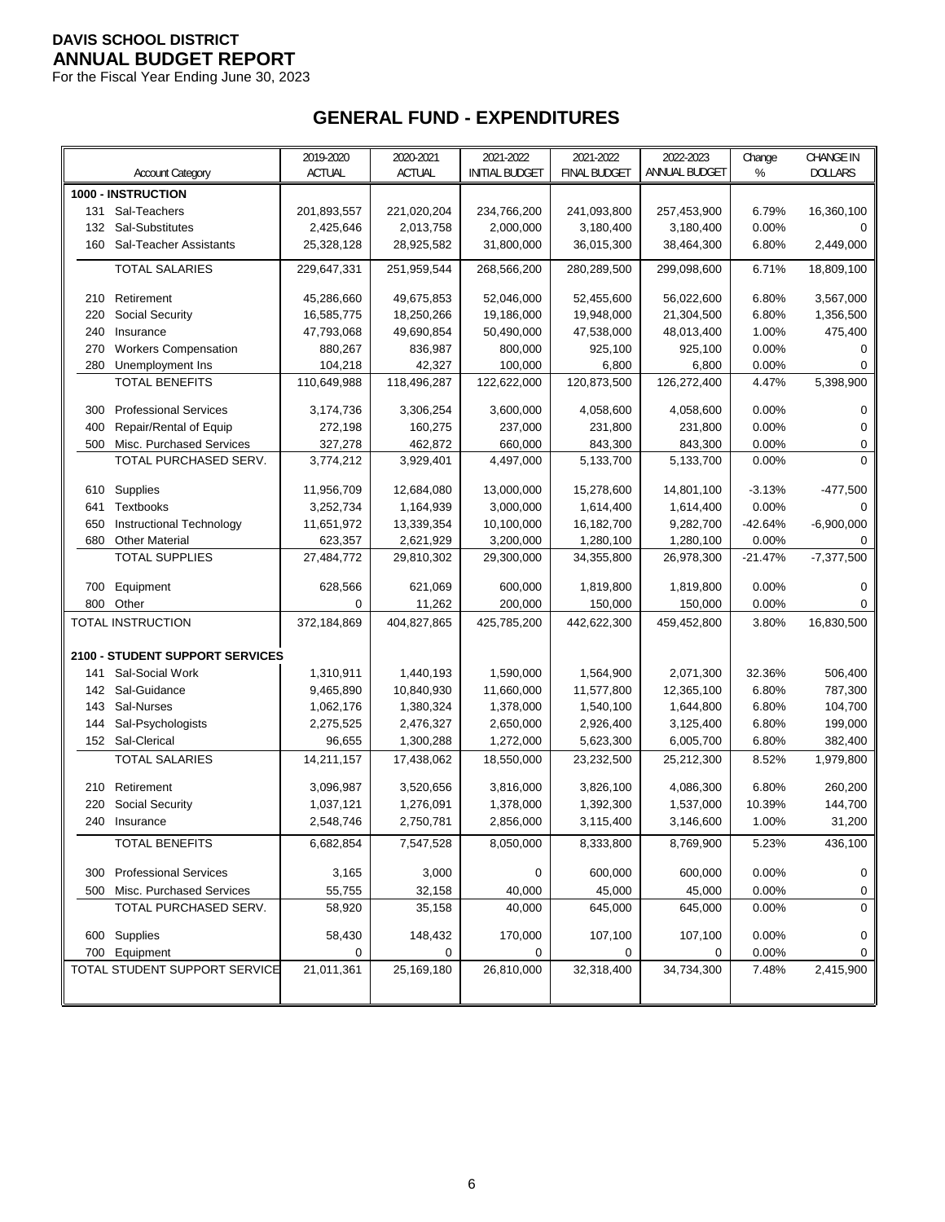**DAVIS SCHOOL DISTRICT**
**ANNUAL BUDGET REPORT**
For the Fiscal Year Ending June 30, 2023

## GENERAL FUND - EXPENDITURES

| | Account Category | 2019-2020 ACTUAL | 2020-2021 ACTUAL | 2021-2022 INITIAL BUDGET | 2021-2022 FINAL BUDGET | 2022-2023 ANNUAL BUDGET | Change % | CHANGE IN DOLLARS |
|---|---|---|---|---|---|---|---|---|
| **1000 - INSTRUCTION** | | | | | | | | |
| 131 | Sal-Teachers | 201,893,557 | 221,020,204 | 234,766,200 | 241,093,800 | 257,453,900 | 6.79% | 16,360,100 |
| 132 | Sal-Substitutes | 2,425,646 | 2,013,758 | 2,000,000 | 3,180,400 | 3,180,400 | 0.00% | 0 |
| 160 | Sal-Teacher Assistants | 25,328,128 | 28,925,582 | 31,800,000 | 36,015,300 | 38,464,300 | 6.80% | 2,449,000 |
| | TOTAL SALARIES | 229,647,331 | 251,959,544 | 268,566,200 | 280,289,500 | 299,098,600 | 6.71% | 18,809,100 |
| 210 | Retirement | 45,286,660 | 49,675,853 | 52,046,000 | 52,455,600 | 56,022,600 | 6.80% | 3,567,000 |
| 220 | Social Security | 16,585,775 | 18,250,266 | 19,186,000 | 19,948,000 | 21,304,500 | 6.80% | 1,356,500 |
| 240 | Insurance | 47,793,068 | 49,690,854 | 50,490,000 | 47,538,000 | 48,013,400 | 1.00% | 475,400 |
| 270 | Workers Compensation | 880,267 | 836,987 | 800,000 | 925,100 | 925,100 | 0.00% | 0 |
| 280 | Unemployment Ins | 104,218 | 42,327 | 100,000 | 6,800 | 6,800 | 0.00% | 0 |
| | TOTAL BENEFITS | 110,649,988 | 118,496,287 | 122,622,000 | 120,873,500 | 126,272,400 | 4.47% | 5,398,900 |
| 300 | Professional Services | 3,174,736 | 3,306,254 | 3,600,000 | 4,058,600 | 4,058,600 | 0.00% | 0 |
| 400 | Repair/Rental of Equip | 272,198 | 160,275 | 237,000 | 231,800 | 231,800 | 0.00% | 0 |
| 500 | Misc. Purchased Services | 327,278 | 462,872 | 660,000 | 843,300 | 843,300 | 0.00% | 0 |
| | TOTAL PURCHASED SERV. | 3,774,212 | 3,929,401 | 4,497,000 | 5,133,700 | 5,133,700 | 0.00% | 0 |
| 610 | Supplies | 11,956,709 | 12,684,080 | 13,000,000 | 15,278,600 | 14,801,100 | -3.13% | -477,500 |
| 641 | Textbooks | 3,252,734 | 1,164,939 | 3,000,000 | 1,614,400 | 1,614,400 | 0.00% | 0 |
| 650 | Instructional Technology | 11,651,972 | 13,339,354 | 10,100,000 | 16,182,700 | 9,282,700 | -42.64% | -6,900,000 |
| 680 | Other Material | 623,357 | 2,621,929 | 3,200,000 | 1,280,100 | 1,280,100 | 0.00% | 0 |
| | TOTAL SUPPLIES | 27,484,772 | 29,810,302 | 29,300,000 | 34,355,800 | 26,978,300 | -21.47% | -7,377,500 |
| 700 | Equipment | 628,566 | 621,069 | 600,000 | 1,819,800 | 1,819,800 | 0.00% | 0 |
| 800 | Other | 0 | 11,262 | 200,000 | 150,000 | 150,000 | 0.00% | 0 |
| TOTAL INSTRUCTION | | 372,184,869 | 404,827,865 | 425,785,200 | 442,622,300 | 459,452,800 | 3.80% | 16,830,500 |
| **2100 - STUDENT SUPPORT SERVICES** | | | | | | | | |
| 141 | Sal-Social Work | 1,310,911 | 1,440,193 | 1,590,000 | 1,564,900 | 2,071,300 | 32.36% | 506,400 |
| 142 | Sal-Guidance | 9,465,890 | 10,840,930 | 11,660,000 | 11,577,800 | 12,365,100 | 6.80% | 787,300 |
| 143 | Sal-Nurses | 1,062,176 | 1,380,324 | 1,378,000 | 1,540,100 | 1,644,800 | 6.80% | 104,700 |
| 144 | Sal-Psychologists | 2,275,525 | 2,476,327 | 2,650,000 | 2,926,400 | 3,125,400 | 6.80% | 199,000 |
| 152 | Sal-Clerical | 96,655 | 1,300,288 | 1,272,000 | 5,623,300 | 6,005,700 | 6.80% | 382,400 |
| | TOTAL SALARIES | 14,211,157 | 17,438,062 | 18,550,000 | 23,232,500 | 25,212,300 | 8.52% | 1,979,800 |
| 210 | Retirement | 3,096,987 | 3,520,656 | 3,816,000 | 3,826,100 | 4,086,300 | 6.80% | 260,200 |
| 220 | Social Security | 1,037,121 | 1,276,091 | 1,378,000 | 1,392,300 | 1,537,000 | 10.39% | 144,700 |
| 240 | Insurance | 2,548,746 | 2,750,781 | 2,856,000 | 3,115,400 | 3,146,600 | 1.00% | 31,200 |
| | TOTAL BENEFITS | 6,682,854 | 7,547,528 | 8,050,000 | 8,333,800 | 8,769,900 | 5.23% | 436,100 |
| 300 | Professional Services | 3,165 | 3,000 | 0 | 600,000 | 600,000 | 0.00% | 0 |
| 500 | Misc. Purchased Services | 55,755 | 32,158 | 40,000 | 45,000 | 45,000 | 0.00% | 0 |
| | TOTAL PURCHASED SERV. | 58,920 | 35,158 | 40,000 | 645,000 | 645,000 | 0.00% | 0 |
| 600 | Supplies | 58,430 | 148,432 | 170,000 | 107,100 | 107,100 | 0.00% | 0 |
| 700 | Equipment | 0 | 0 | 0 | 0 | 0 | 0.00% | 0 |
| TOTAL STUDENT SUPPORT SERVICE | | 21,011,361 | 25,169,180 | 26,810,000 | 32,318,400 | 34,734,300 | 7.48% | 2,415,900 |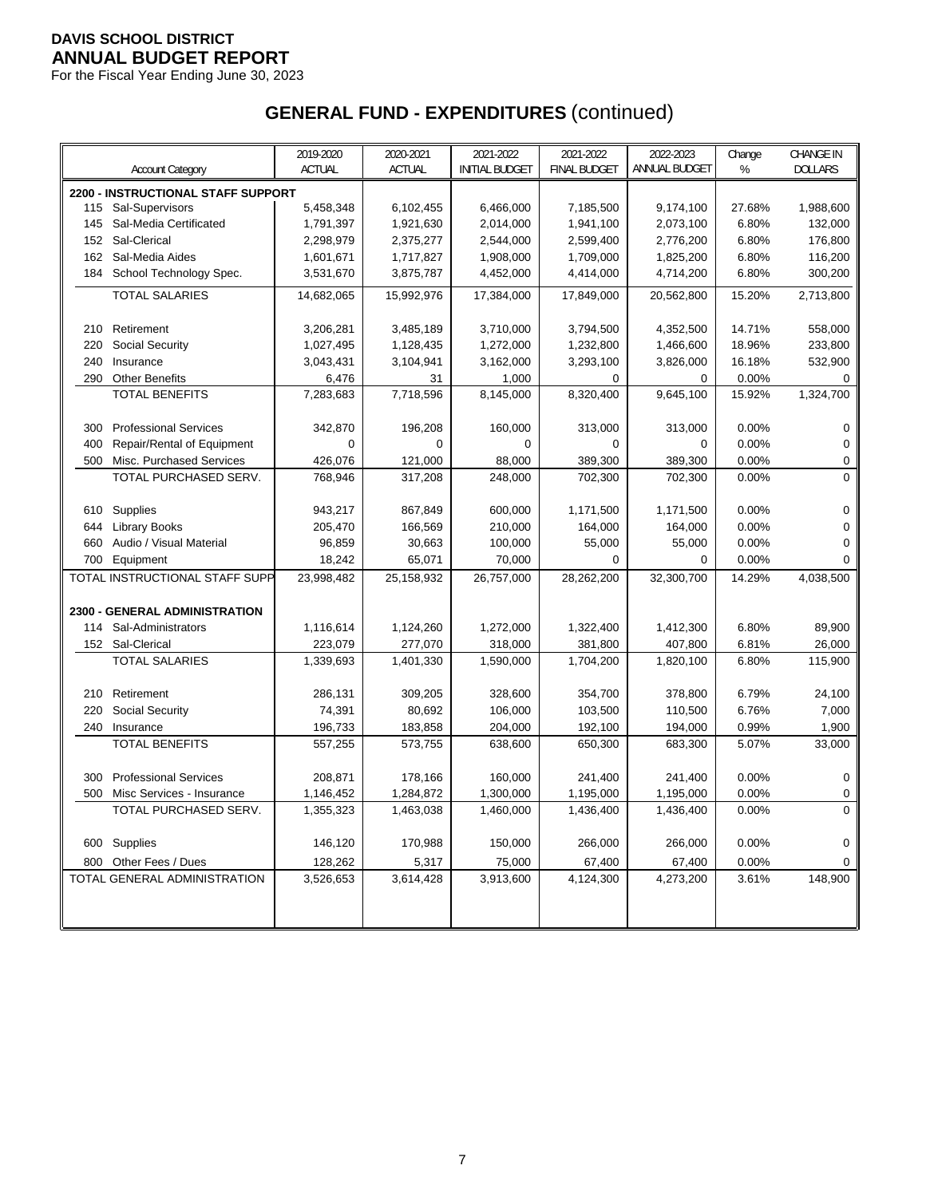**DAVIS SCHOOL DISTRICT**
**ANNUAL BUDGET REPORT**
For the Fiscal Year Ending June 30, 2023

# GENERAL FUND - EXPENDITURES (continued)

| Account Category | 2019-2020 ACTUAL | 2020-2021 ACTUAL | 2021-2022 INITIAL BUDGET | 2021-2022 FINAL BUDGET | 2022-2023 ANNUAL BUDGET | Change % | CHANGE IN DOLLARS |
|---|---|---|---|---|---|---|---|
| **2200 - INSTRUCTIONAL STAFF SUPPORT** | | | | | | | |
| 115 Sal-Supervisors | 5,458,348 | 6,102,455 | 6,466,000 | 7,185,500 | 9,174,100 | 27.68% | 1,988,600 |
| 145 Sal-Media Certificated | 1,791,397 | 1,921,630 | 2,014,000 | 1,941,100 | 2,073,100 | 6.80% | 132,000 |
| 152 Sal-Clerical | 2,298,979 | 2,375,277 | 2,544,000 | 2,599,400 | 2,776,200 | 6.80% | 176,800 |
| 162 Sal-Media Aides | 1,601,671 | 1,717,827 | 1,908,000 | 1,709,000 | 1,825,200 | 6.80% | 116,200 |
| 184 School Technology Spec. | 3,531,670 | 3,875,787 | 4,452,000 | 4,414,000 | 4,714,200 | 6.80% | 300,200 |
| TOTAL SALARIES | 14,682,065 | 15,992,976 | 17,384,000 | 17,849,000 | 20,562,800 | 15.20% | 2,713,800 |
| 210 Retirement | 3,206,281 | 3,485,189 | 3,710,000 | 3,794,500 | 4,352,500 | 14.71% | 558,000 |
| 220 Social Security | 1,027,495 | 1,128,435 | 1,272,000 | 1,232,800 | 1,466,600 | 18.96% | 233,800 |
| 240 Insurance | 3,043,431 | 3,104,941 | 3,162,000 | 3,293,100 | 3,826,000 | 16.18% | 532,900 |
| 290 Other Benefits | 6,476 | 31 | 1,000 | 0 | 0 | 0.00% | 0 |
| TOTAL BENEFITS | 7,283,683 | 7,718,596 | 8,145,000 | 8,320,400 | 9,645,100 | 15.92% | 1,324,700 |
| 300 Professional Services | 342,870 | 196,208 | 160,000 | 313,000 | 313,000 | 0.00% | 0 |
| 400 Repair/Rental of Equipment | 0 | 0 | 0 | 0 | 0 | 0.00% | 0 |
| 500 Misc. Purchased Services | 426,076 | 121,000 | 88,000 | 389,300 | 389,300 | 0.00% | 0 |
| TOTAL PURCHASED SERV. | 768,946 | 317,208 | 248,000 | 702,300 | 702,300 | 0.00% | 0 |
| 610 Supplies | 943,217 | 867,849 | 600,000 | 1,171,500 | 1,171,500 | 0.00% | 0 |
| 644 Library Books | 205,470 | 166,569 | 210,000 | 164,000 | 164,000 | 0.00% | 0 |
| 660 Audio / Visual Material | 96,859 | 30,663 | 100,000 | 55,000 | 55,000 | 0.00% | 0 |
| 700 Equipment | 18,242 | 65,071 | 70,000 | 0 | 0 | 0.00% | 0 |
| TOTAL INSTRUCTIONAL STAFF SUPP | 23,998,482 | 25,158,932 | 26,757,000 | 28,262,200 | 32,300,700 | 14.29% | 4,038,500 |
| **2300 - GENERAL ADMINISTRATION** | | | | | | | |
| 114 Sal-Administrators | 1,116,614 | 1,124,260 | 1,272,000 | 1,322,400 | 1,412,300 | 6.80% | 89,900 |
| 152 Sal-Clerical | 223,079 | 277,070 | 318,000 | 381,800 | 407,800 | 6.81% | 26,000 |
| TOTAL SALARIES | 1,339,693 | 1,401,330 | 1,590,000 | 1,704,200 | 1,820,100 | 6.80% | 115,900 |
| 210 Retirement | 286,131 | 309,205 | 328,600 | 354,700 | 378,800 | 6.79% | 24,100 |
| 220 Social Security | 74,391 | 80,692 | 106,000 | 103,500 | 110,500 | 6.76% | 7,000 |
| 240 Insurance | 196,733 | 183,858 | 204,000 | 192,100 | 194,000 | 0.99% | 1,900 |
| TOTAL BENEFITS | 557,255 | 573,755 | 638,600 | 650,300 | 683,300 | 5.07% | 33,000 |
| 300 Professional Services | 208,871 | 178,166 | 160,000 | 241,400 | 241,400 | 0.00% | 0 |
| 500 Misc Services - Insurance | 1,146,452 | 1,284,872 | 1,300,000 | 1,195,000 | 1,195,000 | 0.00% | 0 |
| TOTAL PURCHASED SERV. | 1,355,323 | 1,463,038 | 1,460,000 | 1,436,400 | 1,436,400 | 0.00% | 0 |
| 600 Supplies | 146,120 | 170,988 | 150,000 | 266,000 | 266,000 | 0.00% | 0 |
| 800 Other Fees / Dues | 128,262 | 5,317 | 75,000 | 67,400 | 67,400 | 0.00% | 0 |
| TOTAL GENERAL ADMINISTRATION | 3,526,653 | 3,614,428 | 3,913,600 | 4,124,300 | 4,273,200 | 3.61% | 148,900 |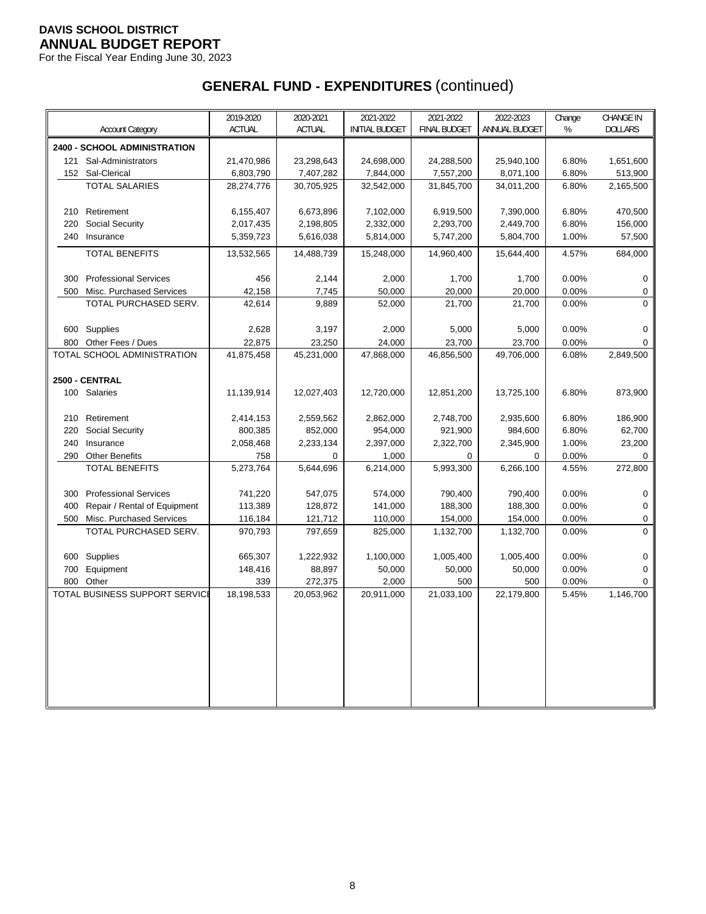**DAVIS SCHOOL DISTRICT**
**ANNUAL BUDGET REPORT**
For the Fiscal Year Ending June 30, 2023

# GENERAL FUND - EXPENDITURES (continued)

| Account Category | 2019-2020 ACTUAL | 2020-2021 ACTUAL | 2021-2022 INITIAL BUDGET | 2021-2022 FINAL BUDGET | 2022-2023 ANNUAL BUDGET | Change % | CHANGE IN DOLLARS |
|---|---|---|---|---|---|---|---|
| **2400 - SCHOOL ADMINISTRATION** | | | | | | | |
| 121 Sal-Administrators | 21,470,986 | 23,298,643 | 24,698,000 | 24,288,500 | 25,940,100 | 6.80% | 1,651,600 |
| 152 Sal-Clerical | 6,803,790 | 7,407,282 | 7,844,000 | 7,557,200 | 8,071,100 | 6.80% | 513,900 |
| TOTAL SALARIES | 28,274,776 | 30,705,925 | 32,542,000 | 31,845,700 | 34,011,200 | 6.80% | 2,165,500 |
| 210 Retirement | 6,155,407 | 6,673,896 | 7,102,000 | 6,919,500 | 7,390,000 | 6.80% | 470,500 |
| 220 Social Security | 2,017,435 | 2,198,805 | 2,332,000 | 2,293,700 | 2,449,700 | 6.80% | 156,000 |
| 240 Insurance | 5,359,723 | 5,616,038 | 5,814,000 | 5,747,200 | 5,804,700 | 1.00% | 57,500 |
| TOTAL BENEFITS | 13,532,565 | 14,488,739 | 15,248,000 | 14,960,400 | 15,644,400 | 4.57% | 684,000 |
| 300 Professional Services | 456 | 2,144 | 2,000 | 1,700 | 1,700 | 0.00% | 0 |
| 500 Misc. Purchased Services | 42,158 | 7,745 | 50,000 | 20,000 | 20,000 | 0.00% | 0 |
| TOTAL PURCHASED SERV. | 42,614 | 9,889 | 52,000 | 21,700 | 21,700 | 0.00% | 0 |
| 600 Supplies | 2,628 | 3,197 | 2,000 | 5,000 | 5,000 | 0.00% | 0 |
| 800 Other Fees / Dues | 22,875 | 23,250 | 24,000 | 23,700 | 23,700 | 0.00% | 0 |
| TOTAL SCHOOL ADMINISTRATION | 41,875,458 | 45,231,000 | 47,868,000 | 46,856,500 | 49,706,000 | 6.08% | 2,849,500 |
| **2500 - CENTRAL** | | | | | | | |
| 100 Salaries | 11,139,914 | 12,027,403 | 12,720,000 | 12,851,200 | 13,725,100 | 6.80% | 873,900 |
| 210 Retirement | 2,414,153 | 2,559,562 | 2,862,000 | 2,748,700 | 2,935,600 | 6.80% | 186,900 |
| 220 Social Security | 800,385 | 852,000 | 954,000 | 921,900 | 984,600 | 6.80% | 62,700 |
| 240 Insurance | 2,058,468 | 2,233,134 | 2,397,000 | 2,322,700 | 2,345,900 | 1.00% | 23,200 |
| 290 Other Benefits | 758 | 0 | 1,000 | 0 | 0 | 0.00% | 0 |
| TOTAL BENEFITS | 5,273,764 | 5,644,696 | 6,214,000 | 5,993,300 | 6,266,100 | 4.55% | 272,800 |
| 300 Professional Services | 741,220 | 547,075 | 574,000 | 790,400 | 790,400 | 0.00% | 0 |
| 400 Repair / Rental of Equipment | 113,389 | 128,872 | 141,000 | 188,300 | 188,300 | 0.00% | 0 |
| 500 Misc. Purchased Services | 116,184 | 121,712 | 110,000 | 154,000 | 154,000 | 0.00% | 0 |
| TOTAL PURCHASED SERV. | 970,793 | 797,659 | 825,000 | 1,132,700 | 1,132,700 | 0.00% | 0 |
| 600 Supplies | 665,307 | 1,222,932 | 1,100,000 | 1,005,400 | 1,005,400 | 0.00% | 0 |
| 700 Equipment | 148,416 | 88,897 | 50,000 | 50,000 | 50,000 | 0.00% | 0 |
| 800 Other | 339 | 272,375 | 2,000 | 500 | 500 | 0.00% | 0 |
| TOTAL BUSINESS SUPPORT SERVICE | 18,198,533 | 20,053,962 | 20,911,000 | 21,033,100 | 22,179,800 | 5.45% | 1,146,700 |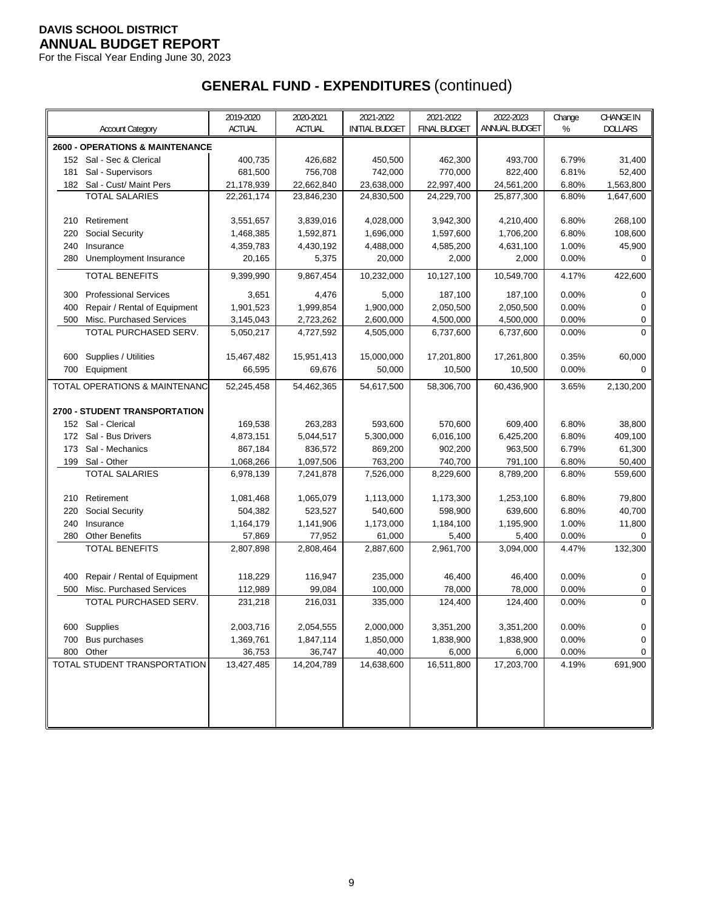**DAVIS SCHOOL DISTRICT**
**ANNUAL BUDGET REPORT**
For the Fiscal Year Ending June 30, 2023

# GENERAL FUND - EXPENDITURES (continued)

| Account Category | 2019-2020 ACTUAL | 2020-2021 ACTUAL | 2021-2022 INITIAL BUDGET | 2021-2022 FINAL BUDGET | 2022-2023 ANNUAL BUDGET | Change % | CHANGE IN DOLLARS |
|---|---|---|---|---|---|---|---|
| **2600 - OPERATIONS & MAINTENANCE** | | | | | | | |
| 152 Sal - Sec & Clerical | 400,735 | 426,682 | 450,500 | 462,300 | 493,700 | 6.79% | 31,400 |
| 181 Sal - Supervisors | 681,500 | 756,708 | 742,000 | 770,000 | 822,400 | 6.81% | 52,400 |
| 182 Sal - Cust/ Maint Pers | 21,178,939 | 22,662,840 | 23,638,000 | 22,997,400 | 24,561,200 | 6.80% | 1,563,800 |
| TOTAL SALARIES | 22,261,174 | 23,846,230 | 24,830,500 | 24,229,700 | 25,877,300 | 6.80% | 1,647,600 |
| 210 Retirement | 3,551,657 | 3,839,016 | 4,028,000 | 3,942,300 | 4,210,400 | 6.80% | 268,100 |
| 220 Social Security | 1,468,385 | 1,592,871 | 1,696,000 | 1,597,600 | 1,706,200 | 6.80% | 108,600 |
| 240 Insurance | 4,359,783 | 4,430,192 | 4,488,000 | 4,585,200 | 4,631,100 | 1.00% | 45,900 |
| 280 Unemployment Insurance | 20,165 | 5,375 | 20,000 | 2,000 | 2,000 | 0.00% | 0 |
| TOTAL BENEFITS | 9,399,990 | 9,867,454 | 10,232,000 | 10,127,100 | 10,549,700 | 4.17% | 422,600 |
| 300 Professional Services | 3,651 | 4,476 | 5,000 | 187,100 | 187,100 | 0.00% | 0 |
| 400 Repair / Rental of Equipment | 1,901,523 | 1,999,854 | 1,900,000 | 2,050,500 | 2,050,500 | 0.00% | 0 |
| 500 Misc. Purchased Services | 3,145,043 | 2,723,262 | 2,600,000 | 4,500,000 | 4,500,000 | 0.00% | 0 |
| TOTAL PURCHASED SERV. | 5,050,217 | 4,727,592 | 4,505,000 | 6,737,600 | 6,737,600 | 0.00% | 0 |
| 600 Supplies / Utilities | 15,467,482 | 15,951,413 | 15,000,000 | 17,201,800 | 17,261,800 | 0.35% | 60,000 |
| 700 Equipment | 66,595 | 69,676 | 50,000 | 10,500 | 10,500 | 0.00% | 0 |
| TOTAL OPERATIONS & MAINTENANC | 52,245,458 | 54,462,365 | 54,617,500 | 58,306,700 | 60,436,900 | 3.65% | 2,130,200 |
| **2700 - STUDENT TRANSPORTATION** | | | | | | | |
| 152 Sal - Clerical | 169,538 | 263,283 | 593,600 | 570,600 | 609,400 | 6.80% | 38,800 |
| 172 Sal - Bus Drivers | 4,873,151 | 5,044,517 | 5,300,000 | 6,016,100 | 6,425,200 | 6.80% | 409,100 |
| 173 Sal - Mechanics | 867,184 | 836,572 | 869,200 | 902,200 | 963,500 | 6.79% | 61,300 |
| 199 Sal - Other | 1,068,266 | 1,097,506 | 763,200 | 740,700 | 791,100 | 6.80% | 50,400 |
| TOTAL SALARIES | 6,978,139 | 7,241,878 | 7,526,000 | 8,229,600 | 8,789,200 | 6.80% | 559,600 |
| 210 Retirement | 1,081,468 | 1,065,079 | 1,113,000 | 1,173,300 | 1,253,100 | 6.80% | 79,800 |
| 220 Social Security | 504,382 | 523,527 | 540,600 | 598,900 | 639,600 | 6.80% | 40,700 |
| 240 Insurance | 1,164,179 | 1,141,906 | 1,173,000 | 1,184,100 | 1,195,900 | 1.00% | 11,800 |
| 280 Other Benefits | 57,869 | 77,952 | 61,000 | 5,400 | 5,400 | 0.00% | 0 |
| TOTAL BENEFITS | 2,807,898 | 2,808,464 | 2,887,600 | 2,961,700 | 3,094,000 | 4.47% | 132,300 |
| 400 Repair / Rental of Equipment | 118,229 | 116,947 | 235,000 | 46,400 | 46,400 | 0.00% | 0 |
| 500 Misc. Purchased Services | 112,989 | 99,084 | 100,000 | 78,000 | 78,000 | 0.00% | 0 |
| TOTAL PURCHASED SERV. | 231,218 | 216,031 | 335,000 | 124,400 | 124,400 | 0.00% | 0 |
| 600 Supplies | 2,003,716 | 2,054,555 | 2,000,000 | 3,351,200 | 3,351,200 | 0.00% | 0 |
| 700 Bus purchases | 1,369,761 | 1,847,114 | 1,850,000 | 1,838,900 | 1,838,900 | 0.00% | 0 |
| 800 Other | 36,753 | 36,747 | 40,000 | 6,000 | 6,000 | 0.00% | 0 |
| TOTAL STUDENT TRANSPORTATION | 13,427,485 | 14,204,789 | 14,638,600 | 16,511,800 | 17,203,700 | 4.19% | 691,900 |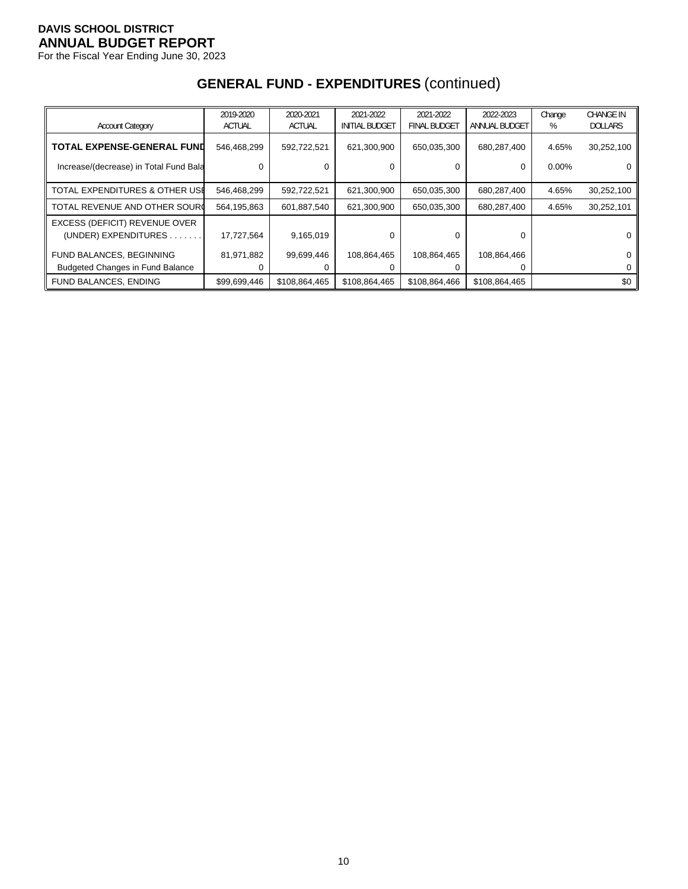**DAVIS SCHOOL DISTRICT**
**ANNUAL BUDGET REPORT**
For the Fiscal Year Ending June 30, 2023

## GENERAL FUND - EXPENDITURES (continued)

| Account Category | 2019-2020 ACTUAL | 2020-2021 ACTUAL | 2021-2022 INITIAL BUDGET | 2021-2022 FINAL BUDGET | 2022-2023 ANNUAL BUDGET | Change % | CHANGE IN DOLLARS |
|---|---|---|---|---|---|---|---|
| **TOTAL EXPENSE-GENERAL FUND** | 546,468,299 | 592,722,521 | 621,300,900 | 650,035,300 | 680,287,400 | 4.65% | 30,252,100 |
| Increase/(decrease) in Total Fund Bala | 0 | 0 | 0 | 0 | 0 | 0.00% | 0 |
| TOTAL EXPENDITURES & OTHER USE | 546,468,299 | 592,722,521 | 621,300,900 | 650,035,300 | 680,287,400 | 4.65% | 30,252,100 |
| TOTAL REVENUE AND OTHER SOURC | 564,195,863 | 601,887,540 | 621,300,900 | 650,035,300 | 680,287,400 | 4.65% | 30,252,101 |
| EXCESS (DEFICIT) REVENUE OVER (UNDER) EXPENDITURES . . . . . . . | 17,727,564 | 9,165,019 | 0 | 0 | 0 | | 0 |
| FUND BALANCES, BEGINNING | 81,971,882 | 99,699,446 | 108,864,465 | 108,864,465 | 108,864,466 | | 0 |
| Budgeted Changes in Fund Balance | 0 | 0 | 0 | 0 | 0 | | 0 |
| FUND BALANCES, ENDING | $99,699,446 | $108,864,465 | $108,864,465 | $108,864,466 | $108,864,465 | | $0 |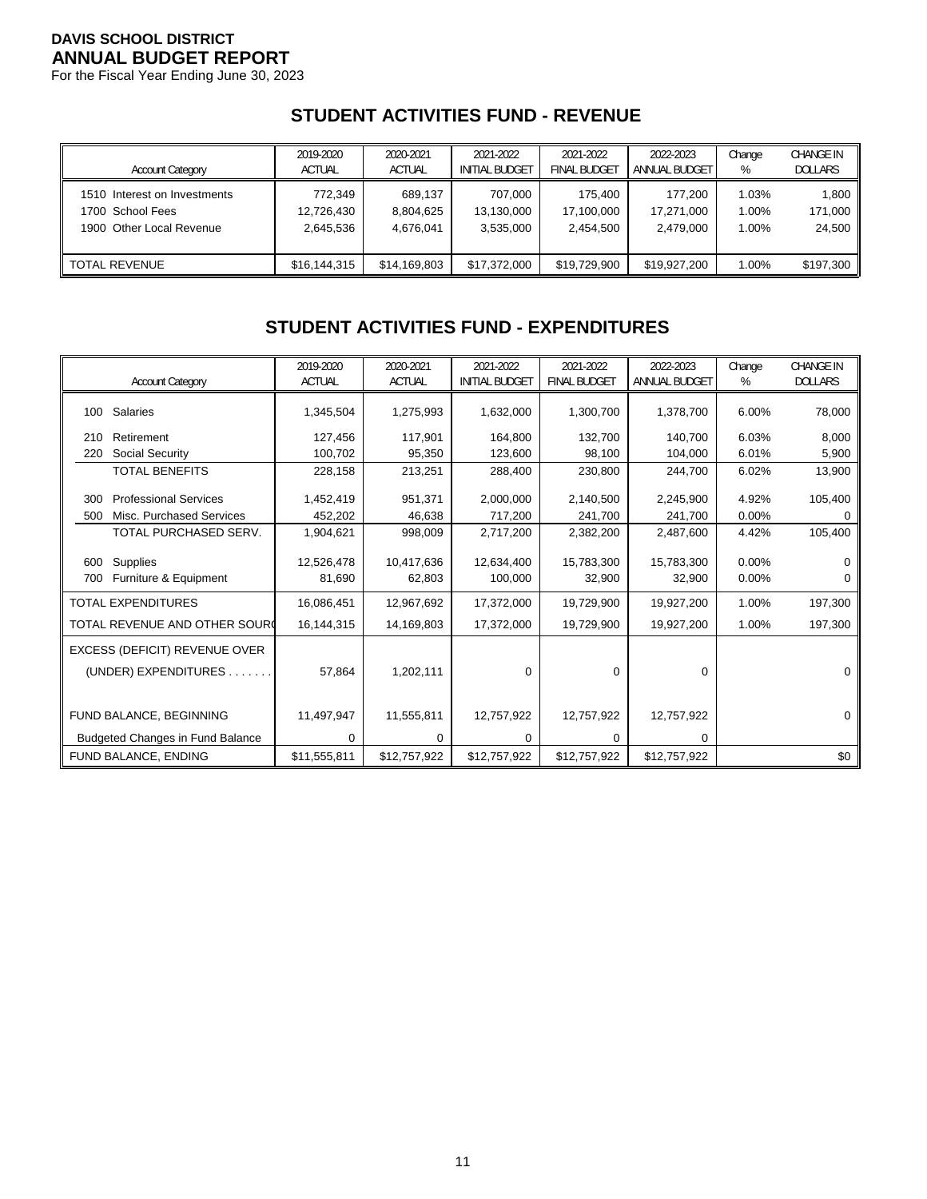**DAVIS SCHOOL DISTRICT**
**ANNUAL BUDGET REPORT**
For the Fiscal Year Ending June 30, 2023

## STUDENT ACTIVITIES FUND - REVENUE

| Account Category | 2019-2020 ACTUAL | 2020-2021 ACTUAL | 2021-2022 INITIAL BUDGET | 2021-2022 FINAL BUDGET | 2022-2023 ANNUAL BUDGET | Change % | CHANGE IN DOLLARS |
|---|---|---|---|---|---|---|---|
| 1510 Interest on Investments | 772,349 | 689,137 | 707,000 | 175,400 | 177,200 | 1.03% | 1,800 |
| 1700 School Fees | 12,726,430 | 8,804,625 | 13,130,000 | 17,100,000 | 17,271,000 | 1.00% | 171,000 |
| 1900 Other Local Revenue | 2,645,536 | 4,676,041 | 3,535,000 | 2,454,500 | 2,479,000 | 1.00% | 24,500 |
| TOTAL REVENUE | $16,144,315 | $14,169,803 | $17,372,000 | $19,729,900 | $19,927,200 | 1.00% | $197,300 |

## STUDENT ACTIVITIES FUND - EXPENDITURES

| Account Category | 2019-2020 ACTUAL | 2020-2021 ACTUAL | 2021-2022 INITIAL BUDGET | 2021-2022 FINAL BUDGET | 2022-2023 ANNUAL BUDGET | Change % | CHANGE IN DOLLARS |
|---|---|---|---|---|---|---|---|
| 100 Salaries | 1,345,504 | 1,275,993 | 1,632,000 | 1,300,700 | 1,378,700 | 6.00% | 78,000 |
| 210 Retirement | 127,456 | 117,901 | 164,800 | 132,700 | 140,700 | 6.03% | 8,000 |
| 220 Social Security | 100,702 | 95,350 | 123,600 | 98,100 | 104,000 | 6.01% | 5,900 |
| TOTAL BENEFITS | 228,158 | 213,251 | 288,400 | 230,800 | 244,700 | 6.02% | 13,900 |
| 300 Professional Services | 1,452,419 | 951,371 | 2,000,000 | 2,140,500 | 2,245,900 | 4.92% | 105,400 |
| 500 Misc. Purchased Services | 452,202 | 46,638 | 717,200 | 241,700 | 241,700 | 0.00% | 0 |
| TOTAL PURCHASED SERV. | 1,904,621 | 998,009 | 2,717,200 | 2,382,200 | 2,487,600 | 4.42% | 105,400 |
| 600 Supplies | 12,526,478 | 10,417,636 | 12,634,400 | 15,783,300 | 15,783,300 | 0.00% | 0 |
| 700 Furniture & Equipment | 81,690 | 62,803 | 100,000 | 32,900 | 32,900 | 0.00% | 0 |
| TOTAL EXPENDITURES | 16,086,451 | 12,967,692 | 17,372,000 | 19,729,900 | 19,927,200 | 1.00% | 197,300 |
| TOTAL REVENUE AND OTHER SOURCES | 16,144,315 | 14,169,803 | 17,372,000 | 19,729,900 | 19,927,200 | 1.00% | 197,300 |
| EXCESS (DEFICIT) REVENUE OVER (UNDER) EXPENDITURES . . . . . . . | 57,864 | 1,202,111 | 0 | 0 | 0 | | 0 |
| FUND BALANCE, BEGINNING | 11,497,947 | 11,555,811 | 12,757,922 | 12,757,922 | 12,757,922 | | 0 |
| Budgeted Changes in Fund Balance | 0 | 0 | 0 | 0 | 0 | | |
| FUND BALANCE, ENDING | $11,555,811 | $12,757,922 | $12,757,922 | $12,757,922 | $12,757,922 | | $0 |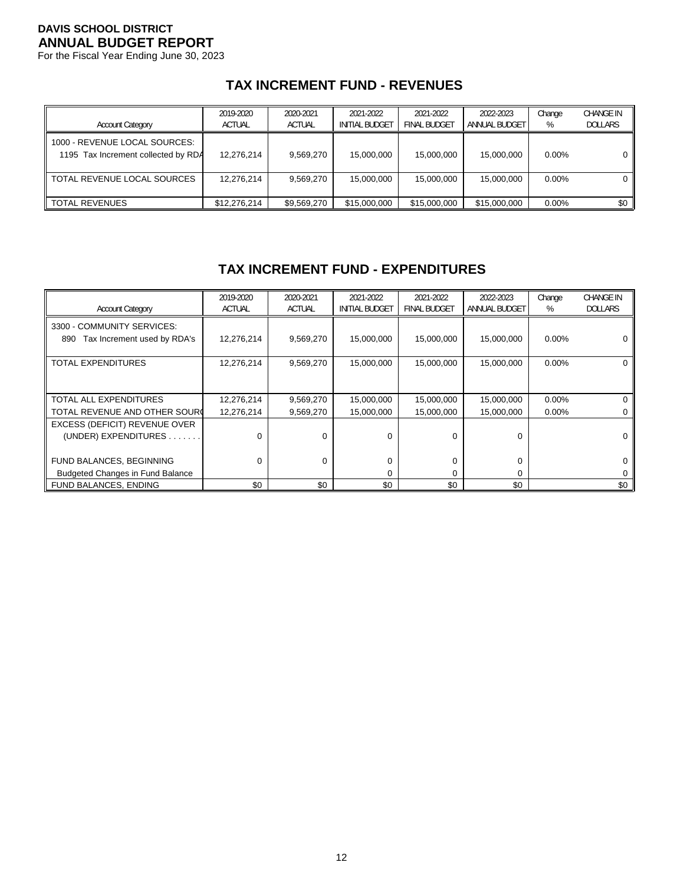**DAVIS SCHOOL DISTRICT**
**ANNUAL BUDGET REPORT**
For the Fiscal Year Ending June 30, 2023

## TAX INCREMENT FUND - REVENUES

| Account Category | 2019-2020 ACTUAL | 2020-2021 ACTUAL | 2021-2022 INITIAL BUDGET | 2021-2022 FINAL BUDGET | 2022-2023 ANNUAL BUDGET | Change % | CHANGE IN DOLLARS |
|---|---|---|---|---|---|---|---|
| 1000 - REVENUE LOCAL SOURCES: | | | | | | | |
| 1195 Tax Increment collected by RDA | 12,276,214 | 9,569,270 | 15,000,000 | 15,000,000 | 15,000,000 | 0.00% | 0 |
| TOTAL REVENUE LOCAL SOURCES | 12,276,214 | 9,569,270 | 15,000,000 | 15,000,000 | 15,000,000 | 0.00% | 0 |
| TOTAL REVENUES | $12,276,214 | $9,569,270 | $15,000,000 | $15,000,000 | $15,000,000 | 0.00% | $0 |

## TAX INCREMENT FUND - EXPENDITURES

| Account Category | 2019-2020 ACTUAL | 2020-2021 ACTUAL | 2021-2022 INITIAL BUDGET | 2021-2022 FINAL BUDGET | 2022-2023 ANNUAL BUDGET | Change % | CHANGE IN DOLLARS |
|---|---|---|---|---|---|---|---|
| 3300 - COMMUNITY SERVICES: | | | | | | | |
| 890 Tax Increment used by RDA's | 12,276,214 | 9,569,270 | 15,000,000 | 15,000,000 | 15,000,000 | 0.00% | 0 |
| TOTAL EXPENDITURES | 12,276,214 | 9,569,270 | 15,000,000 | 15,000,000 | 15,000,000 | 0.00% | 0 |
| TOTAL ALL EXPENDITURES | 12,276,214 | 9,569,270 | 15,000,000 | 15,000,000 | 15,000,000 | 0.00% | 0 |
| TOTAL REVENUE AND OTHER SOURCES | 12,276,214 | 9,569,270 | 15,000,000 | 15,000,000 | 15,000,000 | 0.00% | 0 |
| EXCESS (DEFICIT) REVENUE OVER (UNDER) EXPENDITURES . . . . . . . | 0 | 0 | 0 | 0 | 0 | | 0 |
| FUND BALANCES, BEGINNING | 0 | 0 | 0 | 0 | 0 | | 0 |
| Budgeted Changes in Fund Balance | | | 0 | 0 | 0 | | 0 |
| FUND BALANCES, ENDING | $0 | $0 | $0 | $0 | $0 | | $0 |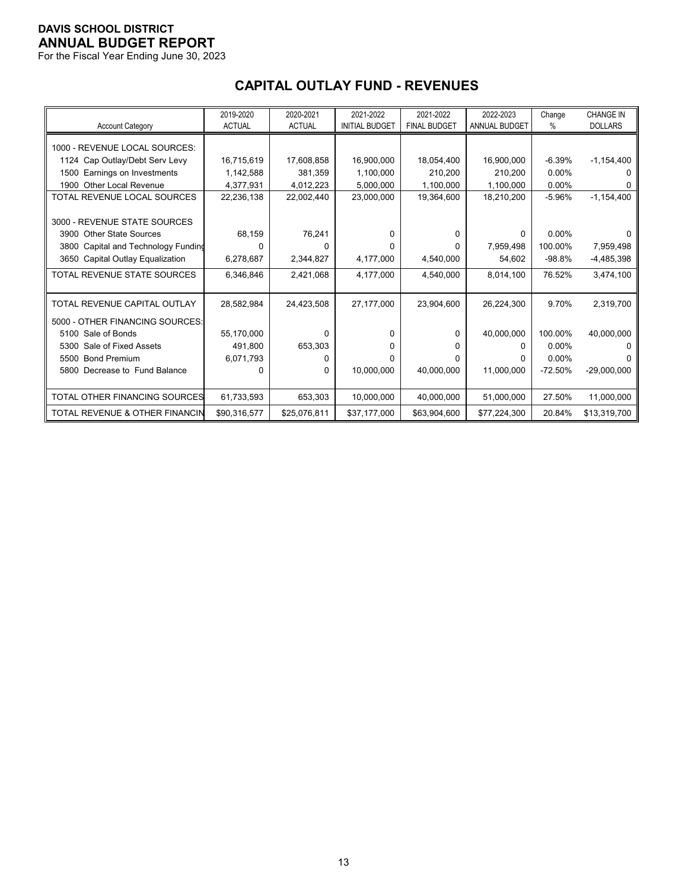**DAVIS SCHOOL DISTRICT**
**ANNUAL BUDGET REPORT**
For the Fiscal Year Ending June 30, 2023

## CAPITAL OUTLAY FUND - REVENUES

| Account Category | 2019-2020 ACTUAL | 2020-2021 ACTUAL | 2021-2022 INITIAL BUDGET | 2021-2022 FINAL BUDGET | 2022-2023 ANNUAL BUDGET | Change % | CHANGE IN DOLLARS |
|---|---|---|---|---|---|---|---|
| 1000 - REVENUE LOCAL SOURCES: | | | | | | | |
| 1124 Cap Outlay/Debt Serv Levy | 16,715,619 | 17,608,858 | 16,900,000 | 18,054,400 | 16,900,000 | -6.39% | -1,154,400 |
| 1500 Earnings on Investments | 1,142,588 | 381,359 | 1,100,000 | 210,200 | 210,200 | 0.00% | 0 |
| 1900 Other Local Revenue | 4,377,931 | 4,012,223 | 5,000,000 | 1,100,000 | 1,100,000 | 0.00% | 0 |
| TOTAL REVENUE LOCAL SOURCES | 22,236,138 | 22,002,440 | 23,000,000 | 19,364,600 | 18,210,200 | -5.96% | -1,154,400 |
| 3000 - REVENUE STATE SOURCES | | | | | | | |
| 3900 Other State Sources | 68,159 | 76,241 | 0 | 0 | 0 | 0.00% | 0 |
| 3800 Capital and Technology Funding | 0 | 0 | 0 | 0 | 7,959,498 | 100.00% | 7,959,498 |
| 3650 Capital Outlay Equalization | 6,278,687 | 2,344,827 | 4,177,000 | 4,540,000 | 54,602 | -98.8% | -4,485,398 |
| TOTAL REVENUE STATE SOURCES | 6,346,846 | 2,421,068 | 4,177,000 | 4,540,000 | 8,014,100 | 76.52% | 3,474,100 |
| TOTAL REVENUE CAPITAL OUTLAY | 28,582,984 | 24,423,508 | 27,177,000 | 23,904,600 | 26,224,300 | 9.70% | 2,319,700 |
| 5000 - OTHER FINANCING SOURCES: | | | | | | | |
| 5100 Sale of Bonds | 55,170,000 | 0 | 0 | 0 | 40,000,000 | 100.00% | 40,000,000 |
| 5300 Sale of Fixed Assets | 491,800 | 653,303 | 0 | 0 | 0 | 0.00% | 0 |
| 5500 Bond Premium | 6,071,793 | 0 | 0 | 0 | 0 | 0.00% | 0 |
| 5800 Decrease to Fund Balance | 0 | 0 | 10,000,000 | 40,000,000 | 11,000,000 | -72.50% | -29,000,000 |
| TOTAL OTHER FINANCING SOURCES | 61,733,593 | 653,303 | 10,000,000 | 40,000,000 | 51,000,000 | 27.50% | 11,000,000 |
| TOTAL REVENUE & OTHER FINANCIN | $90,316,577 | $25,076,811 | $37,177,000 | $63,904,600 | $77,224,300 | 20.84% | $13,319,700 |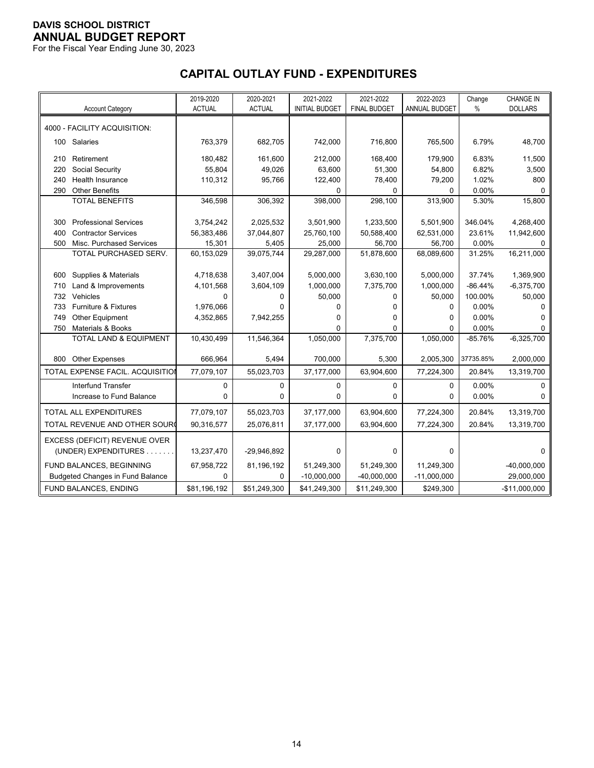**DAVIS SCHOOL DISTRICT**
**ANNUAL BUDGET REPORT**
For the Fiscal Year Ending June 30, 2023

## CAPITAL OUTLAY FUND - EXPENDITURES

| Account Category | 2019-2020 ACTUAL | 2020-2021 ACTUAL | 2021-2022 INITIAL BUDGET | 2021-2022 FINAL BUDGET | 2022-2023 ANNUAL BUDGET | Change % | CHANGE IN DOLLARS |
|---|---|---|---|---|---|---|---|
| 4000 - FACILITY ACQUISITION: | | | | | | | |
| 100 Salaries | 763,379 | 682,705 | 742,000 | 716,800 | 765,500 | 6.79% | 48,700 |
| 210 Retirement | 180,482 | 161,600 | 212,000 | 168,400 | 179,900 | 6.83% | 11,500 |
| 220 Social Security | 55,804 | 49,026 | 63,600 | 51,300 | 54,800 | 6.82% | 3,500 |
| 240 Health Insurance | 110,312 | 95,766 | 122,400 | 78,400 | 79,200 | 1.02% | 800 |
| 290 Other Benefits | | | 0 | 0 | 0 | 0.00% | 0 |
| TOTAL BENEFITS | 346,598 | 306,392 | 398,000 | 298,100 | 313,900 | 5.30% | 15,800 |
| 300 Professional Services | 3,754,242 | 2,025,532 | 3,501,900 | 1,233,500 | 5,501,900 | 346.04% | 4,268,400 |
| 400 Contractor Services | 56,383,486 | 37,044,807 | 25,760,100 | 50,588,400 | 62,531,000 | 23.61% | 11,942,600 |
| 500 Misc. Purchased Services | 15,301 | 5,405 | 25,000 | 56,700 | 56,700 | 0.00% | 0 |
| TOTAL PURCHASED SERV. | 60,153,029 | 39,075,744 | 29,287,000 | 51,878,600 | 68,089,600 | 31.25% | 16,211,000 |
| 600 Supplies & Materials | 4,718,638 | 3,407,004 | 5,000,000 | 3,630,100 | 5,000,000 | 37.74% | 1,369,900 |
| 710 Land & Improvements | 4,101,568 | 3,604,109 | 1,000,000 | 7,375,700 | 1,000,000 | -86.44% | -6,375,700 |
| 732 Vehicles | 0 | 0 | 50,000 | 0 | 50,000 | 100.00% | 50,000 |
| 733 Furniture & Fixtures | 1,976,066 | 0 | 0 | 0 | 0 | 0.00% | 0 |
| 749 Other Equipment | 4,352,865 | 7,942,255 | 0 | 0 | 0 | 0.00% | 0 |
| 750 Materials & Books | | | 0 | 0 | 0 | 0.00% | 0 |
| TOTAL LAND & EQUIPMENT | 10,430,499 | 11,546,364 | 1,050,000 | 7,375,700 | 1,050,000 | -85.76% | -6,325,700 |
| 800 Other Expenses | 666,964 | 5,494 | 700,000 | 5,300 | 2,005,300 | 37735.85% | 2,000,000 |
| TOTAL EXPENSE FACIL. ACQUISITION | 77,079,107 | 55,023,703 | 37,177,000 | 63,904,600 | 77,224,300 | 20.84% | 13,319,700 |
| Interfund Transfer | 0 | 0 | 0 | 0 | 0 | 0.00% | 0 |
| Increase to Fund Balance | 0 | 0 | 0 | 0 | 0 | 0.00% | 0 |
| TOTAL ALL EXPENDITURES | 77,079,107 | 55,023,703 | 37,177,000 | 63,904,600 | 77,224,300 | 20.84% | 13,319,700 |
| TOTAL REVENUE AND OTHER SOURCES | 90,316,577 | 25,076,811 | 37,177,000 | 63,904,600 | 77,224,300 | 20.84% | 13,319,700 |
| EXCESS (DEFICIT) REVENUE OVER (UNDER) EXPENDITURES . . . . . . . | 13,237,470 | -29,946,892 | 0 | 0 | 0 | | 0 |
| FUND BALANCES, BEGINNING | 67,958,722 | 81,196,192 | 51,249,300 | 51,249,300 | 11,249,300 | | -40,000,000 |
| Budgeted Changes in Fund Balance | 0 | 0 | -10,000,000 | -40,000,000 | -11,000,000 | | 29,000,000 |
| FUND BALANCES, ENDING | $81,196,192 | $51,249,300 | $41,249,300 | $11,249,300 | $249,300 | | -$11,000,000 |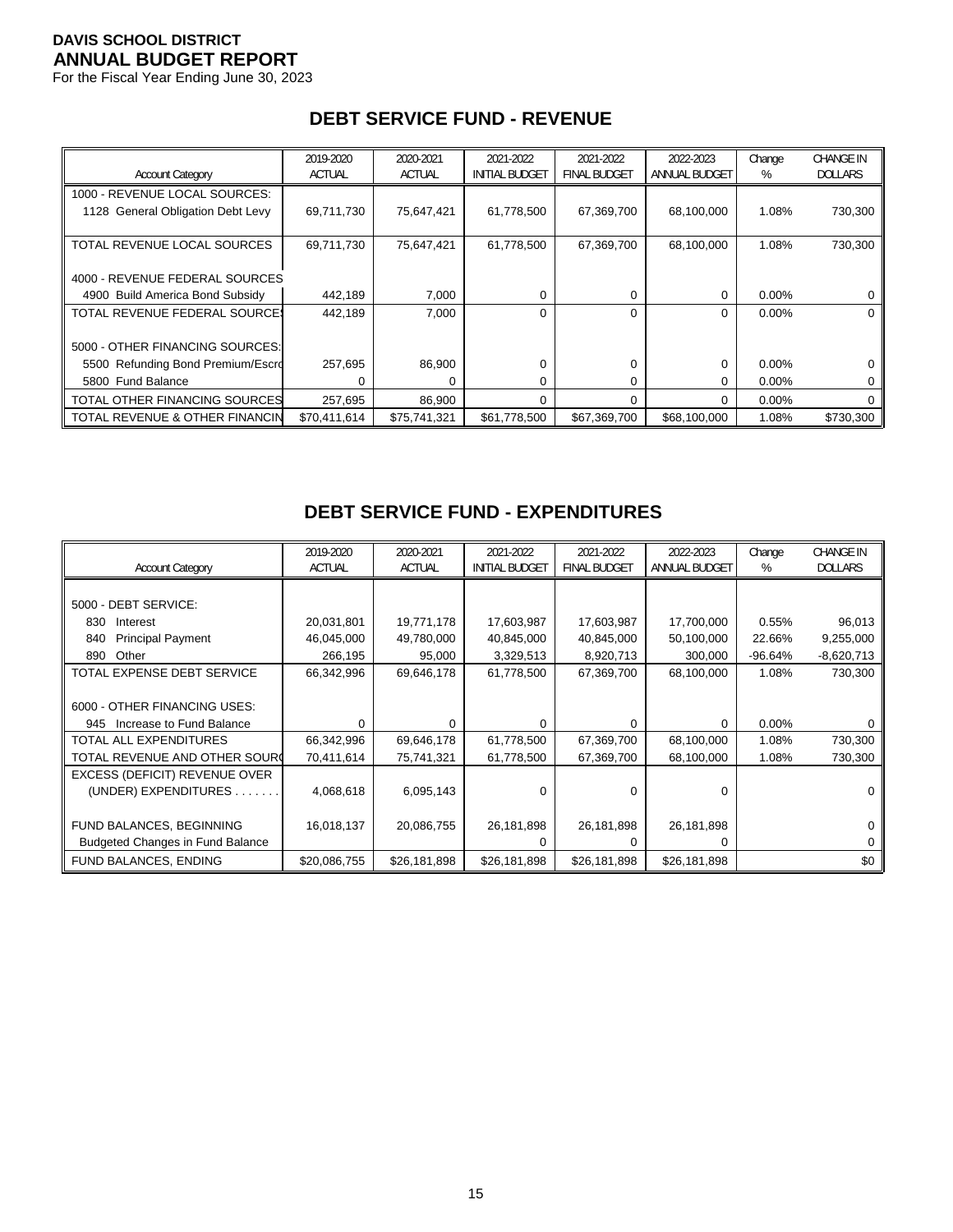**DAVIS SCHOOL DISTRICT**
**ANNUAL BUDGET REPORT**
For the Fiscal Year Ending June 30, 2023

## DEBT SERVICE FUND - REVENUE

| Account Category | 2019-2020 ACTUAL | 2020-2021 ACTUAL | 2021-2022 INITIAL BUDGET | 2021-2022 FINAL BUDGET | 2022-2023 ANNUAL BUDGET | Change % | CHANGE IN DOLLARS |
|---|---|---|---|---|---|---|---|
| 1000 - REVENUE LOCAL SOURCES: | | | | | | | |
| 1128 General Obligation Debt Levy | 69,711,730 | 75,647,421 | 61,778,500 | 67,369,700 | 68,100,000 | 1.08% | 730,300 |
| TOTAL REVENUE LOCAL SOURCES | 69,711,730 | 75,647,421 | 61,778,500 | 67,369,700 | 68,100,000 | 1.08% | 730,300 |
| 4000 - REVENUE FEDERAL SOURCES | | | | | | | |
| 4900 Build America Bond Subsidy | 442,189 | 7,000 | 0 | 0 | 0 | 0.00% | 0 |
| TOTAL REVENUE FEDERAL SOURCES | 442,189 | 7,000 | 0 | 0 | 0 | 0.00% | 0 |
| 5000 - OTHER FINANCING SOURCES: | | | | | | | |
| 5500 Refunding Bond Premium/Escro | 257,695 | 86,900 | 0 | 0 | 0 | 0.00% | 0 |
| 5800 Fund Balance | 0 | 0 | 0 | 0 | 0 | 0.00% | 0 |
| TOTAL OTHER FINANCING SOURCES | 257,695 | 86,900 | 0 | 0 | 0 | 0.00% | 0 |
| TOTAL REVENUE & OTHER FINANCIN | $70,411,614 | $75,741,321 | $61,778,500 | $67,369,700 | $68,100,000 | 1.08% | $730,300 |

## DEBT SERVICE FUND - EXPENDITURES

| Account Category | 2019-2020 ACTUAL | 2020-2021 ACTUAL | 2021-2022 INITIAL BUDGET | 2021-2022 FINAL BUDGET | 2022-2023 ANNUAL BUDGET | Change % | CHANGE IN DOLLARS |
|---|---|---|---|---|---|---|---|
| 5000 - DEBT SERVICE: | | | | | | | |
| 830 Interest | 20,031,801 | 19,771,178 | 17,603,987 | 17,603,987 | 17,700,000 | 0.55% | 96,013 |
| 840 Principal Payment | 46,045,000 | 49,780,000 | 40,845,000 | 40,845,000 | 50,100,000 | 22.66% | 9,255,000 |
| 890 Other | 266,195 | 95,000 | 3,329,513 | 8,920,713 | 300,000 | -96.64% | -8,620,713 |
| TOTAL EXPENSE DEBT SERVICE | 66,342,996 | 69,646,178 | 61,778,500 | 67,369,700 | 68,100,000 | 1.08% | 730,300 |
| 6000 - OTHER FINANCING USES: | | | | | | | |
| 945 Increase to Fund Balance | 0 | 0 | 0 | 0 | 0 | 0.00% | 0 |
| TOTAL ALL EXPENDITURES | 66,342,996 | 69,646,178 | 61,778,500 | 67,369,700 | 68,100,000 | 1.08% | 730,300 |
| TOTAL REVENUE AND OTHER SOURC | 70,411,614 | 75,741,321 | 61,778,500 | 67,369,700 | 68,100,000 | 1.08% | 730,300 |
| EXCESS (DEFICIT) REVENUE OVER (UNDER) EXPENDITURES . . . . . . . | 4,068,618 | 6,095,143 | 0 | 0 | 0 | | 0 |
| FUND BALANCES, BEGINNING | 16,018,137 | 20,086,755 | 26,181,898 | 26,181,898 | 26,181,898 | | 0 |
| Budgeted Changes in Fund Balance | | | 0 | 0 | 0 | | 0 |
| FUND BALANCES, ENDING | $20,086,755 | $26,181,898 | $26,181,898 | $26,181,898 | $26,181,898 | | $0 |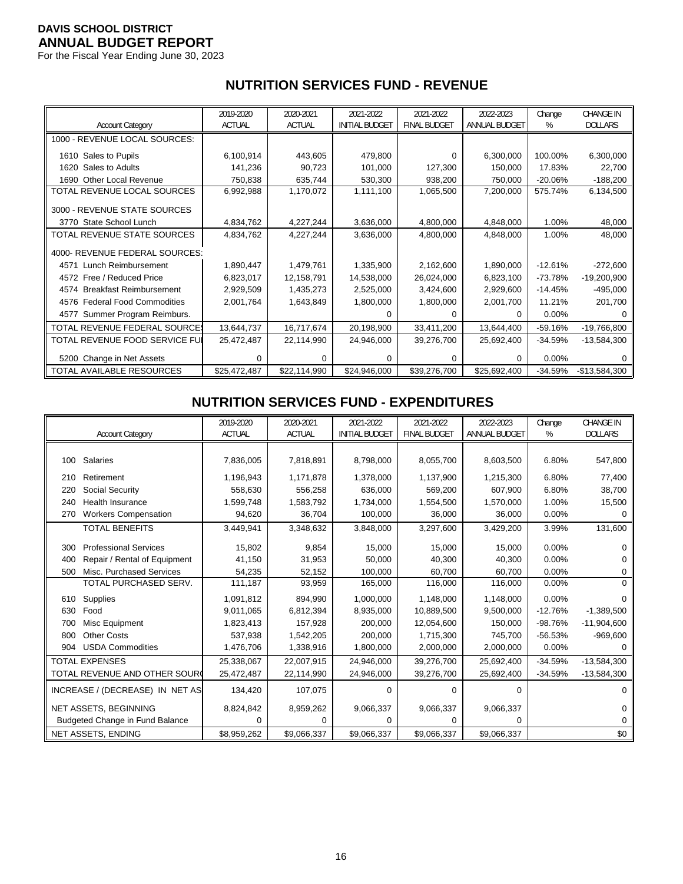**DAVIS SCHOOL DISTRICT**
**ANNUAL BUDGET REPORT**
For the Fiscal Year Ending June 30, 2023

## NUTRITION SERVICES FUND - REVENUE

| Account Category | 2019-2020 ACTUAL | 2020-2021 ACTUAL | 2021-2022 INITIAL BUDGET | 2021-2022 FINAL BUDGET | 2022-2023 ANNUAL BUDGET | Change % | CHANGE IN DOLLARS |
|---|---|---|---|---|---|---|---|
| 1000 - REVENUE LOCAL SOURCES: | | | | | | | |
| 1610 Sales to Pupils | 6,100,914 | 443,605 | 479,800 | 0 | 6,300,000 | 100.00% | 6,300,000 |
| 1620 Sales to Adults | 141,236 | 90,723 | 101,000 | 127,300 | 150,000 | 17.83% | 22,700 |
| 1690 Other Local Revenue | 750,838 | 635,744 | 530,300 | 938,200 | 750,000 | -20.06% | -188,200 |
| TOTAL REVENUE LOCAL SOURCES | 6,992,988 | 1,170,072 | 1,111,100 | 1,065,500 | 7,200,000 | 575.74% | 6,134,500 |
| 3000 - REVENUE STATE SOURCES | | | | | | | |
| 3770 State School Lunch | 4,834,762 | 4,227,244 | 3,636,000 | 4,800,000 | 4,848,000 | 1.00% | 48,000 |
| TOTAL REVENUE STATE SOURCES | 4,834,762 | 4,227,244 | 3,636,000 | 4,800,000 | 4,848,000 | 1.00% | 48,000 |
| 4000- REVENUE FEDERAL SOURCES: | | | | | | | |
| 4571 Lunch Reimbursement | 1,890,447 | 1,479,761 | 1,335,900 | 2,162,600 | 1,890,000 | -12.61% | -272,600 |
| 4572 Free / Reduced Price | 6,823,017 | 12,158,791 | 14,538,000 | 26,024,000 | 6,823,100 | -73.78% | -19,200,900 |
| 4574 Breakfast Reimbursement | 2,929,509 | 1,435,273 | 2,525,000 | 3,424,600 | 2,929,600 | -14.45% | -495,000 |
| 4576 Federal Food Commodities | 2,001,764 | 1,643,849 | 1,800,000 | 1,800,000 | 2,001,700 | 11.21% | 201,700 |
| 4577 Summer Program Reimburs. | | | 0 | 0 | 0 | 0.00% | 0 |
| TOTAL REVENUE FEDERAL SOURCES | 13,644,737 | 16,717,674 | 20,198,900 | 33,411,200 | 13,644,400 | -59.16% | -19,766,800 |
| TOTAL REVENUE FOOD SERVICE FU | 25,472,487 | 22,114,990 | 24,946,000 | 39,276,700 | 25,692,400 | -34.59% | -13,584,300 |
| 5200 Change in Net Assets | 0 | 0 | 0 | 0 | 0 | 0.00% | 0 |
| TOTAL AVAILABLE RESOURCES | $25,472,487 | $22,114,990 | $24,946,000 | $39,276,700 | $25,692,400 | -34.59% | -$13,584,300 |

## NUTRITION SERVICES FUND - EXPENDITURES

| Account Category | 2019-2020 ACTUAL | 2020-2021 ACTUAL | 2021-2022 INITIAL BUDGET | 2021-2022 FINAL BUDGET | 2022-2023 ANNUAL BUDGET | Change % | CHANGE IN DOLLARS |
|---|---|---|---|---|---|---|---|
| 100 Salaries | 7,836,005 | 7,818,891 | 8,798,000 | 8,055,700 | 8,603,500 | 6.80% | 547,800 |
| 210 Retirement | 1,196,943 | 1,171,878 | 1,378,000 | 1,137,900 | 1,215,300 | 6.80% | 77,400 |
| 220 Social Security | 558,630 | 556,258 | 636,000 | 569,200 | 607,900 | 6.80% | 38,700 |
| 240 Health Insurance | 1,599,748 | 1,583,792 | 1,734,000 | 1,554,500 | 1,570,000 | 1.00% | 15,500 |
| 270 Workers Compensation | 94,620 | 36,704 | 100,000 | 36,000 | 36,000 | 0.00% | 0 |
| TOTAL BENEFITS | 3,449,941 | 3,348,632 | 3,848,000 | 3,297,600 | 3,429,200 | 3.99% | 131,600 |
| 300 Professional Services | 15,802 | 9,854 | 15,000 | 15,000 | 15,000 | 0.00% | 0 |
| 400 Repair / Rental of Equipment | 41,150 | 31,953 | 50,000 | 40,300 | 40,300 | 0.00% | 0 |
| 500 Misc. Purchased Services | 54,235 | 52,152 | 100,000 | 60,700 | 60,700 | 0.00% | 0 |
| TOTAL PURCHASED SERV. | 111,187 | 93,959 | 165,000 | 116,000 | 116,000 | 0.00% | 0 |
| 610 Supplies | 1,091,812 | 894,990 | 1,000,000 | 1,148,000 | 1,148,000 | 0.00% | 0 |
| 630 Food | 9,011,065 | 6,812,394 | 8,935,000 | 10,889,500 | 9,500,000 | -12.76% | -1,389,500 |
| 700 Misc Equipment | 1,823,413 | 157,928 | 200,000 | 12,054,600 | 150,000 | -98.76% | -11,904,600 |
| 800 Other Costs | 537,938 | 1,542,205 | 200,000 | 1,715,300 | 745,700 | -56.53% | -969,600 |
| 904 USDA Commodities | 1,476,706 | 1,338,916 | 1,800,000 | 2,000,000 | 2,000,000 | 0.00% | 0 |
| TOTAL EXPENSES | 25,338,067 | 22,007,915 | 24,946,000 | 39,276,700 | 25,692,400 | -34.59% | -13,584,300 |
| TOTAL REVENUE AND OTHER SOUR | 25,472,487 | 22,114,990 | 24,946,000 | 39,276,700 | 25,692,400 | -34.59% | -13,584,300 |
| INCREASE / (DECREASE) IN NET AS | 134,420 | 107,075 | 0 | 0 | 0 | | 0 |
| NET ASSETS, BEGINNING | 8,824,842 | 8,959,262 | 9,066,337 | 9,066,337 | 9,066,337 | | 0 |
| Budgeted Change in Fund Balance | 0 | 0 | 0 | 0 | 0 | | 0 |
| NET ASSETS, ENDING | $8,959,262 | $9,066,337 | $9,066,337 | $9,066,337 | $9,066,337 | | $0 |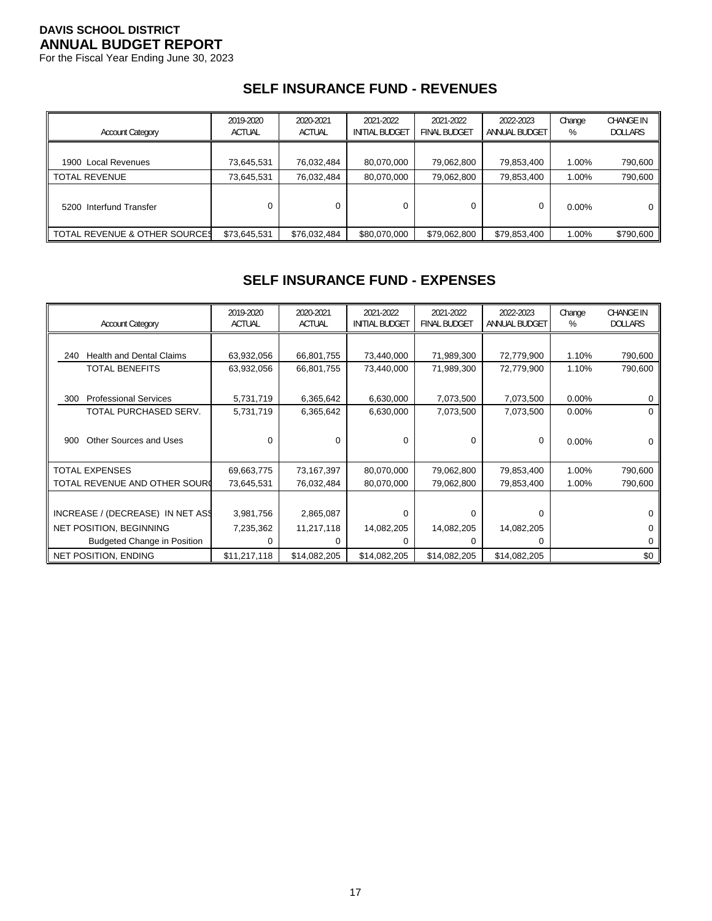**DAVIS SCHOOL DISTRICT**
**ANNUAL BUDGET REPORT**
For the Fiscal Year Ending June 30, 2023

## SELF INSURANCE FUND - REVENUES

| Account Category | 2019-2020 ACTUAL | 2020-2021 ACTUAL | 2021-2022 INITIAL BUDGET | 2021-2022 FINAL BUDGET | 2022-2023 ANNUAL BUDGET | Change % | CHANGE IN DOLLARS |
|---|---|---|---|---|---|---|---|
| 1900 Local Revenues | 73,645,531 | 76,032,484 | 80,070,000 | 79,062,800 | 79,853,400 | 1.00% | 790,600 |
| TOTAL REVENUE | 73,645,531 | 76,032,484 | 80,070,000 | 79,062,800 | 79,853,400 | 1.00% | 790,600 |
| 5200 Interfund Transfer | 0 | 0 | 0 | 0 | 0 | 0.00% | 0 |
| TOTAL REVENUE & OTHER SOURCES | $73,645,531 | $76,032,484 | $80,070,000 | $79,062,800 | $79,853,400 | 1.00% | $790,600 |

## SELF INSURANCE FUND - EXPENSES

| Account Category | 2019-2020 ACTUAL | 2020-2021 ACTUAL | 2021-2022 INITIAL BUDGET | 2021-2022 FINAL BUDGET | 2022-2023 ANNUAL BUDGET | Change % | CHANGE IN DOLLARS |
|---|---|---|---|---|---|---|---|
| 240 Health and Dental Claims | 63,932,056 | 66,801,755 | 73,440,000 | 71,989,300 | 72,779,900 | 1.10% | 790,600 |
| TOTAL BENEFITS | 63,932,056 | 66,801,755 | 73,440,000 | 71,989,300 | 72,779,900 | 1.10% | 790,600 |
| 300 Professional Services | 5,731,719 | 6,365,642 | 6,630,000 | 7,073,500 | 7,073,500 | 0.00% | 0 |
| TOTAL PURCHASED SERV. | 5,731,719 | 6,365,642 | 6,630,000 | 7,073,500 | 7,073,500 | 0.00% | 0 |
| 900 Other Sources and Uses | 0 | 0 | 0 | 0 | 0 | 0.00% | 0 |
| TOTAL EXPENSES | 69,663,775 | 73,167,397 | 80,070,000 | 79,062,800 | 79,853,400 | 1.00% | 790,600 |
| TOTAL REVENUE AND OTHER SOURCES | 73,645,531 | 76,032,484 | 80,070,000 | 79,062,800 | 79,853,400 | 1.00% | 790,600 |
| INCREASE / (DECREASE) IN NET ASSETS | 3,981,756 | 2,865,087 | 0 | 0 | 0 | | 0 |
| NET POSITION, BEGINNING | 7,235,362 | 11,217,118 | 14,082,205 | 14,082,205 | 14,082,205 | | 0 |
| Budgeted Change in Position | 0 | 0 | 0 | 0 | 0 | | 0 |
| NET POSITION, ENDING | $11,217,118 | $14,082,205 | $14,082,205 | $14,082,205 | $14,082,205 | | $0 |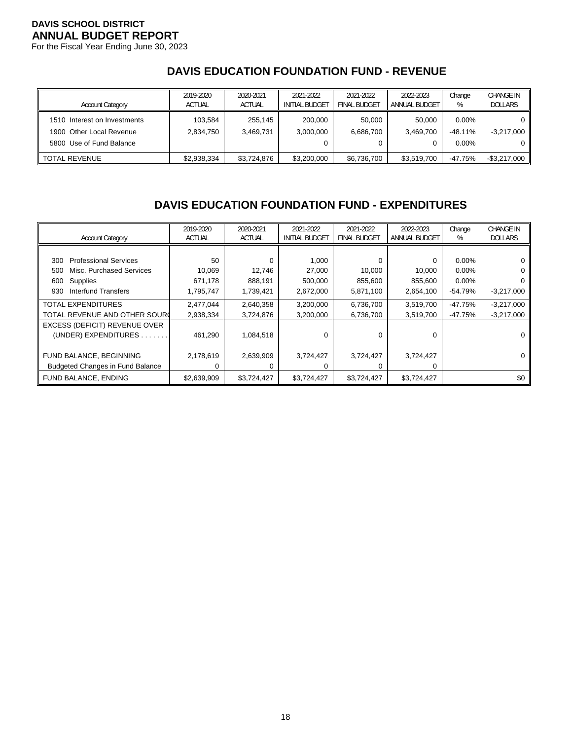**DAVIS SCHOOL DISTRICT**
**ANNUAL BUDGET REPORT**
For the Fiscal Year Ending June 30, 2023

## DAVIS EDUCATION FOUNDATION FUND - REVENUE

| Account Category | 2019-2020 ACTUAL | 2020-2021 ACTUAL | 2021-2022 INITIAL BUDGET | 2021-2022 FINAL BUDGET | 2022-2023 ANNUAL BUDGET | Change % | CHANGE IN DOLLARS |
|---|---|---|---|---|---|---|---|
| 1510 Interest on Investments | 103,584 | 255,145 | 200,000 | 50,000 | 50,000 | 0.00% | 0 |
| 1900 Other Local Revenue | 2,834,750 | 3,469,731 | 3,000,000 | 6,686,700 | 3,469,700 | -48.11% | -3,217,000 |
| 5800 Use of Fund Balance | | | 0 | 0 | 0 | 0.00% | 0 |
| TOTAL REVENUE | $2,938,334 | $3,724,876 | $3,200,000 | $6,736,700 | $3,519,700 | -47.75% | -$3,217,000 |

## DAVIS EDUCATION FOUNDATION FUND - EXPENDITURES

| Account Category | 2019-2020 ACTUAL | 2020-2021 ACTUAL | 2021-2022 INITIAL BUDGET | 2021-2022 FINAL BUDGET | 2022-2023 ANNUAL BUDGET | Change % | CHANGE IN DOLLARS |
|---|---|---|---|---|---|---|---|
| 300 Professional Services | 50 | 0 | 1,000 | 0 | 0 | 0.00% | 0 |
| 500 Misc. Purchased Services | 10,069 | 12,746 | 27,000 | 10,000 | 10,000 | 0.00% | 0 |
| 600 Supplies | 671,178 | 888,191 | 500,000 | 855,600 | 855,600 | 0.00% | 0 |
| 930 Interfund Transfers | 1,795,747 | 1,739,421 | 2,672,000 | 5,871,100 | 2,654,100 | -54.79% | -3,217,000 |
| TOTAL EXPENDITURES | 2,477,044 | 2,640,358 | 3,200,000 | 6,736,700 | 3,519,700 | -47.75% | -3,217,000 |
| TOTAL REVENUE AND OTHER SOURC | 2,938,334 | 3,724,876 | 3,200,000 | 6,736,700 | 3,519,700 | -47.75% | -3,217,000 |
| EXCESS (DEFICIT) REVENUE OVER (UNDER) EXPENDITURES . . . . . . . | 461,290 | 1,084,518 | 0 | 0 | 0 | | 0 |
| FUND BALANCE, BEGINNING | 2,178,619 | 2,639,909 | 3,724,427 | 3,724,427 | 3,724,427 | | 0 |
| Budgeted Changes in Fund Balance | 0 | 0 | 0 | 0 | 0 | | |
| FUND BALANCE, ENDING | $2,639,909 | $3,724,427 | $3,724,427 | $3,724,427 | $3,724,427 | | $0 |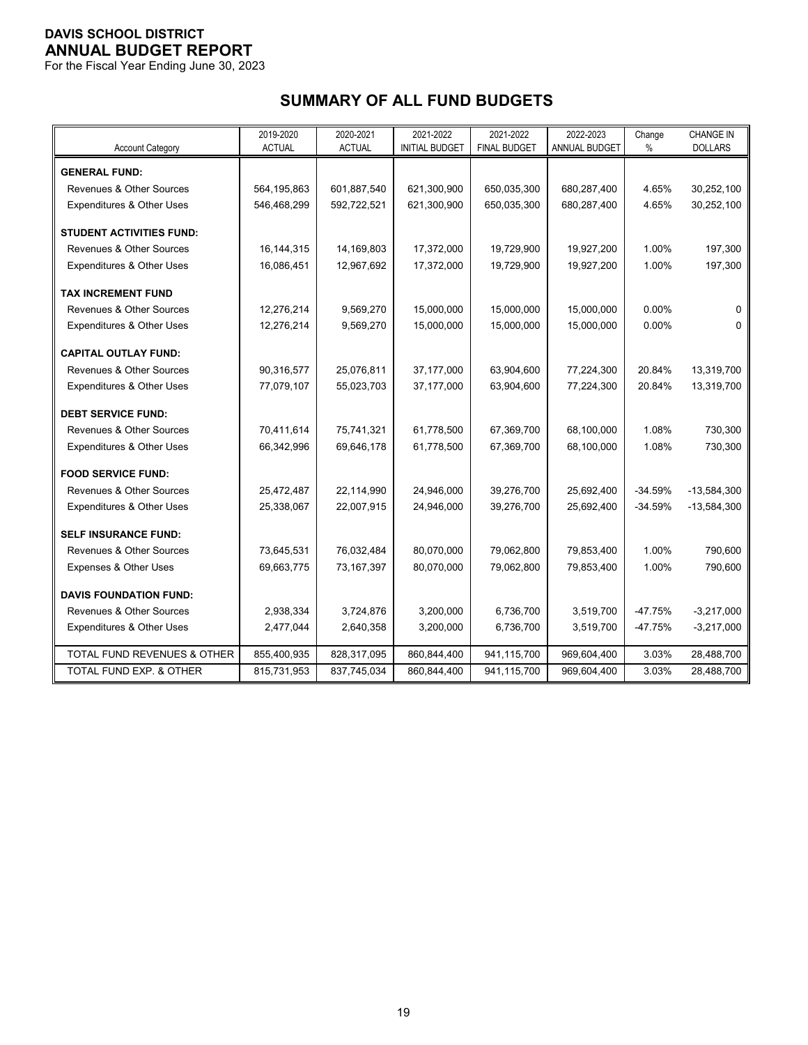**DAVIS SCHOOL DISTRICT**
**ANNUAL BUDGET REPORT**
For the Fiscal Year Ending June 30, 2023

## SUMMARY OF ALL FUND BUDGETS

| Account Category | 2019-2020 ACTUAL | 2020-2021 ACTUAL | 2021-2022 INITIAL BUDGET | 2021-2022 FINAL BUDGET | 2022-2023 ANNUAL BUDGET | Change % | CHANGE IN DOLLARS |
|---|---|---|---|---|---|---|---|
| **GENERAL FUND:** | | | | | | | |
| Revenues & Other Sources | 564,195,863 | 601,887,540 | 621,300,900 | 650,035,300 | 680,287,400 | 4.65% | 30,252,100 |
| Expenditures & Other Uses | 546,468,299 | 592,722,521 | 621,300,900 | 650,035,300 | 680,287,400 | 4.65% | 30,252,100 |
| **STUDENT ACTIVITIES FUND:** | | | | | | | |
| Revenues & Other Sources | 16,144,315 | 14,169,803 | 17,372,000 | 19,729,900 | 19,927,200 | 1.00% | 197,300 |
| Expenditures & Other Uses | 16,086,451 | 12,967,692 | 17,372,000 | 19,729,900 | 19,927,200 | 1.00% | 197,300 |
| **TAX INCREMENT FUND** | | | | | | | |
| Revenues & Other Sources | 12,276,214 | 9,569,270 | 15,000,000 | 15,000,000 | 15,000,000 | 0.00% | 0 |
| Expenditures & Other Uses | 12,276,214 | 9,569,270 | 15,000,000 | 15,000,000 | 15,000,000 | 0.00% | 0 |
| **CAPITAL OUTLAY FUND:** | | | | | | | |
| Revenues & Other Sources | 90,316,577 | 25,076,811 | 37,177,000 | 63,904,600 | 77,224,300 | 20.84% | 13,319,700 |
| Expenditures & Other Uses | 77,079,107 | 55,023,703 | 37,177,000 | 63,904,600 | 77,224,300 | 20.84% | 13,319,700 |
| **DEBT SERVICE FUND:** | | | | | | | |
| Revenues & Other Sources | 70,411,614 | 75,741,321 | 61,778,500 | 67,369,700 | 68,100,000 | 1.08% | 730,300 |
| Expenditures & Other Uses | 66,342,996 | 69,646,178 | 61,778,500 | 67,369,700 | 68,100,000 | 1.08% | 730,300 |
| **FOOD SERVICE FUND:** | | | | | | | |
| Revenues & Other Sources | 25,472,487 | 22,114,990 | 24,946,000 | 39,276,700 | 25,692,400 | -34.59% | -13,584,300 |
| Expenditures & Other Uses | 25,338,067 | 22,007,915 | 24,946,000 | 39,276,700 | 25,692,400 | -34.59% | -13,584,300 |
| **SELF INSURANCE FUND:** | | | | | | | |
| Revenues & Other Sources | 73,645,531 | 76,032,484 | 80,070,000 | 79,062,800 | 79,853,400 | 1.00% | 790,600 |
| Expenses & Other Uses | 69,663,775 | 73,167,397 | 80,070,000 | 79,062,800 | 79,853,400 | 1.00% | 790,600 |
| **DAVIS FOUNDATION FUND:** | | | | | | | |
| Revenues & Other Sources | 2,938,334 | 3,724,876 | 3,200,000 | 6,736,700 | 3,519,700 | -47.75% | -3,217,000 |
| Expenditures & Other Uses | 2,477,044 | 2,640,358 | 3,200,000 | 6,736,700 | 3,519,700 | -47.75% | -3,217,000 |
| TOTAL FUND REVENUES & OTHER | 855,400,935 | 828,317,095 | 860,844,400 | 941,115,700 | 969,604,400 | 3.03% | 28,488,700 |
| TOTAL FUND EXP. & OTHER | 815,731,953 | 837,745,034 | 860,844,400 | 941,115,700 | 969,604,400 | 3.03% | 28,488,700 |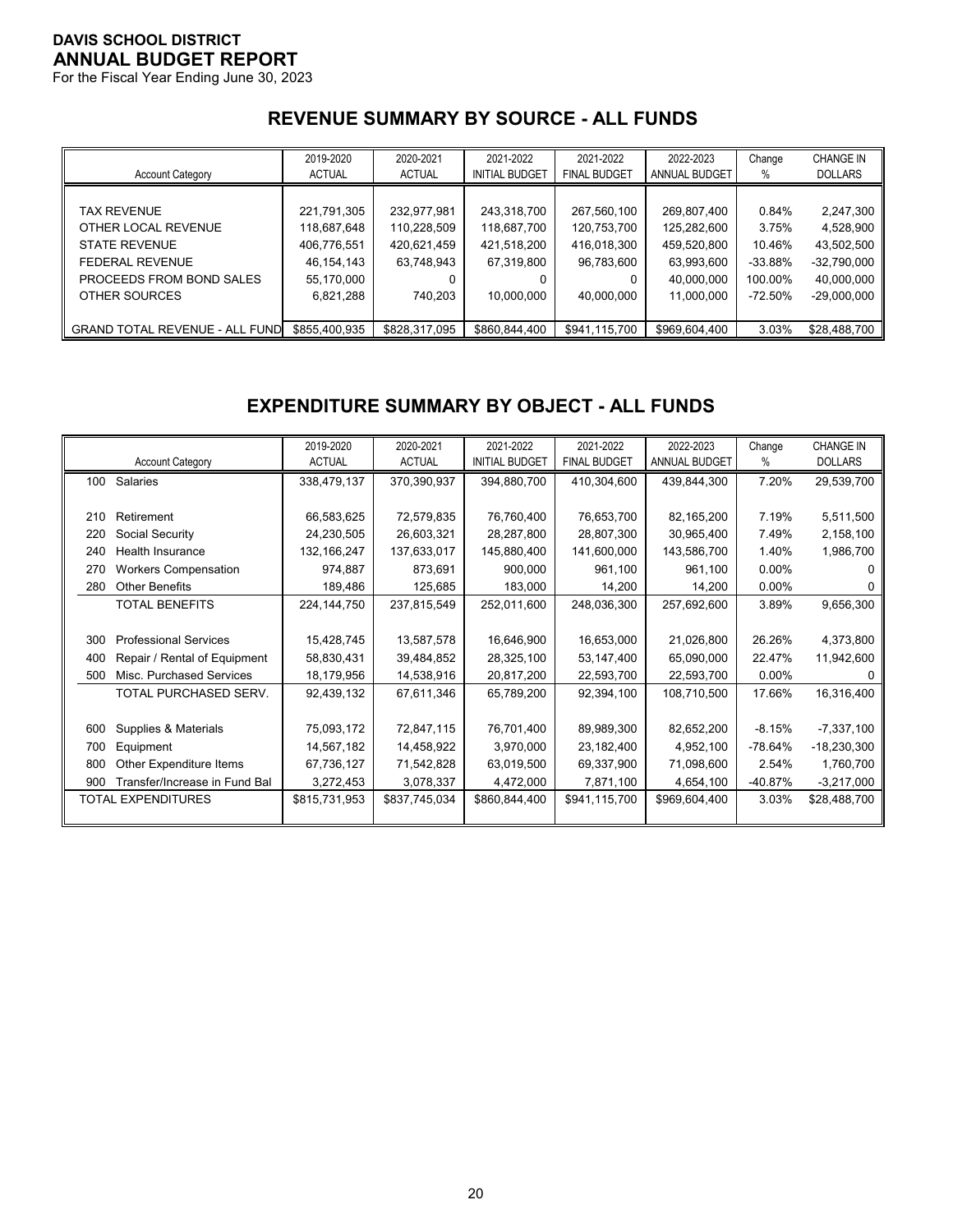**DAVIS SCHOOL DISTRICT**
**ANNUAL BUDGET REPORT**
For the Fiscal Year Ending June 30, 2023

## REVENUE SUMMARY BY SOURCE - ALL FUNDS

| Account Category | 2019-2020 ACTUAL | 2020-2021 ACTUAL | 2021-2022 INITIAL BUDGET | 2021-2022 FINAL BUDGET | 2022-2023 ANNUAL BUDGET | Change % | CHANGE IN DOLLARS |
|---|---|---|---|---|---|---|---|
| TAX REVENUE | 221,791,305 | 232,977,981 | 243,318,700 | 267,560,100 | 269,807,400 | 0.84% | 2,247,300 |
| OTHER LOCAL REVENUE | 118,687,648 | 110,228,509 | 118,687,700 | 120,753,700 | 125,282,600 | 3.75% | 4,528,900 |
| STATE REVENUE | 406,776,551 | 420,621,459 | 421,518,200 | 416,018,300 | 459,520,800 | 10.46% | 43,502,500 |
| FEDERAL REVENUE | 46,154,143 | 63,748,943 | 67,319,800 | 96,783,600 | 63,993,600 | -33.88% | -32,790,000 |
| PROCEEDS FROM BOND SALES | 55,170,000 | 0 | 0 | 0 | 40,000,000 | 100.00% | 40,000,000 |
| OTHER SOURCES | 6,821,288 | 740,203 | 10,000,000 | 40,000,000 | 11,000,000 | -72.50% | -29,000,000 |
| GRAND TOTAL REVENUE - ALL FUND | $855,400,935 | $828,317,095 | $860,844,400 | $941,115,700 | $969,604,400 | 3.03% | $28,488,700 |

## EXPENDITURE SUMMARY BY OBJECT - ALL FUNDS

| | Account Category | 2019-2020 ACTUAL | 2020-2021 ACTUAL | 2021-2022 INITIAL BUDGET | 2021-2022 FINAL BUDGET | 2022-2023 ANNUAL BUDGET | Change % | CHANGE IN DOLLARS |
|---|---|---|---|---|---|---|---|---|
| 100 | Salaries | 338,479,137 | 370,390,937 | 394,880,700 | 410,304,600 | 439,844,300 | 7.20% | 29,539,700 |
| 210 | Retirement | 66,583,625 | 72,579,835 | 76,760,400 | 76,653,700 | 82,165,200 | 7.19% | 5,511,500 |
| 220 | Social Security | 24,230,505 | 26,603,321 | 28,287,800 | 28,807,300 | 30,965,400 | 7.49% | 2,158,100 |
| 240 | Health Insurance | 132,166,247 | 137,633,017 | 145,880,400 | 141,600,000 | 143,586,700 | 1.40% | 1,986,700 |
| 270 | Workers Compensation | 974,887 | 873,691 | 900,000 | 961,100 | 961,100 | 0.00% | 0 |
| 280 | Other Benefits | 189,486 | 125,685 | 183,000 | 14,200 | 14,200 | 0.00% | 0 |
| | TOTAL BENEFITS | 224,144,750 | 237,815,549 | 252,011,600 | 248,036,300 | 257,692,600 | 3.89% | 9,656,300 |
| 300 | Professional Services | 15,428,745 | 13,587,578 | 16,646,900 | 16,653,000 | 21,026,800 | 26.26% | 4,373,800 |
| 400 | Repair / Rental of Equipment | 58,830,431 | 39,484,852 | 28,325,100 | 53,147,400 | 65,090,000 | 22.47% | 11,942,600 |
| 500 | Misc. Purchased Services | 18,179,956 | 14,538,916 | 20,817,200 | 22,593,700 | 22,593,700 | 0.00% | 0 |
| | TOTAL PURCHASED SERV. | 92,439,132 | 67,611,346 | 65,789,200 | 92,394,100 | 108,710,500 | 17.66% | 16,316,400 |
| 600 | Supplies & Materials | 75,093,172 | 72,847,115 | 76,701,400 | 89,989,300 | 82,652,200 | -8.15% | -7,337,100 |
| 700 | Equipment | 14,567,182 | 14,458,922 | 3,970,000 | 23,182,400 | 4,952,100 | -78.64% | -18,230,300 |
| 800 | Other Expenditure Items | 67,736,127 | 71,542,828 | 63,019,500 | 69,337,900 | 71,098,600 | 2.54% | 1,760,700 |
| 900 | Transfer/Increase in Fund Bal | 3,272,453 | 3,078,337 | 4,472,000 | 7,871,100 | 4,654,100 | -40.87% | -3,217,000 |
| | TOTAL EXPENDITURES | $815,731,953 | $837,745,034 | $860,844,400 | $941,115,700 | $969,604,400 | 3.03% | $28,488,700 |